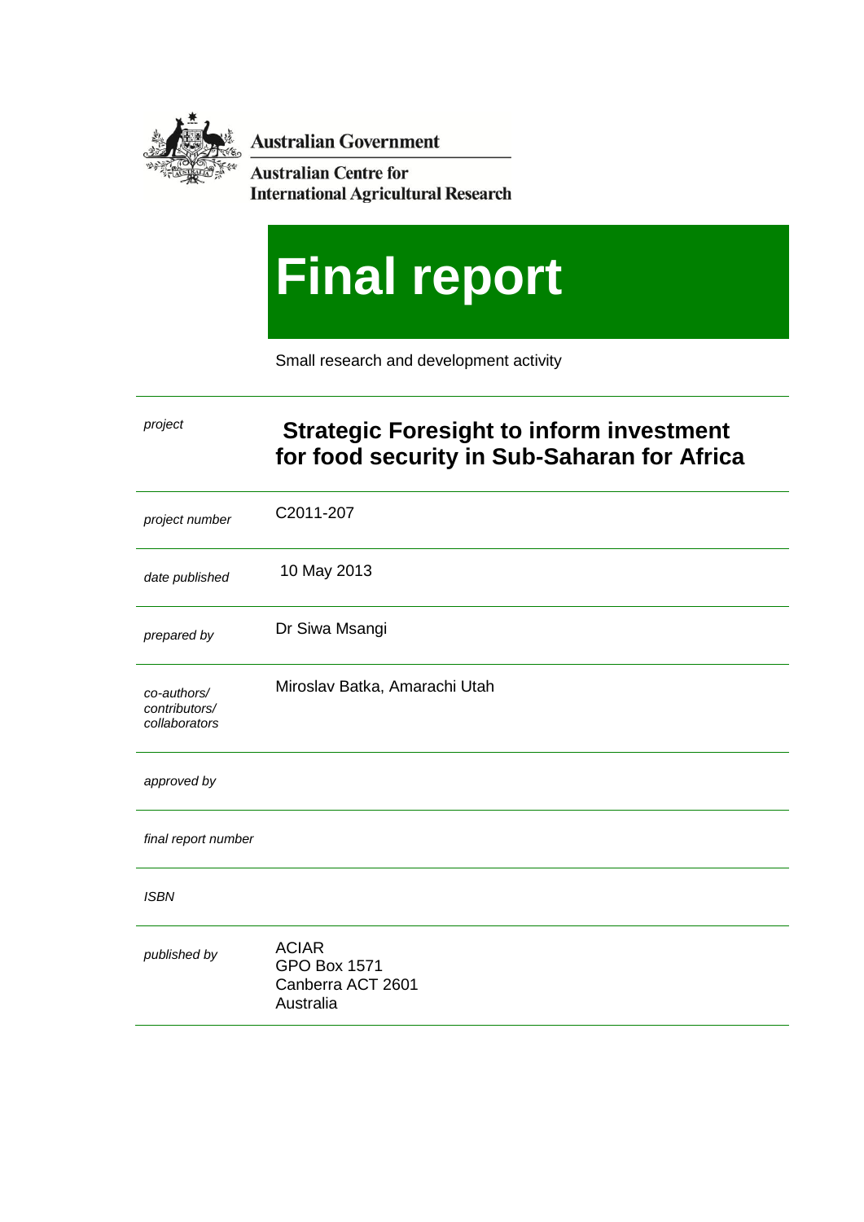Australian Government

Australian Centre for International Agricultural Research

# Final report

Small research and development activity

| | |
|---|---|
| *project* | **Strategic Foresight to inform investment for food security in Sub-Saharan for Africa** |
| *project number* | C2011-207 |
| *date published* | 10 May 2013 |
| *prepared by* | Dr Siwa Msangi |
| *co-authors/ contributors/ collaborators* | Miroslav Batka, Amarachi Utah |
| *approved by* | |
| *final report number* | |
| *ISBN* | |
| *published by* | ACIAR<br>GPO Box 1571<br>Canberra ACT 2601<br>Australia |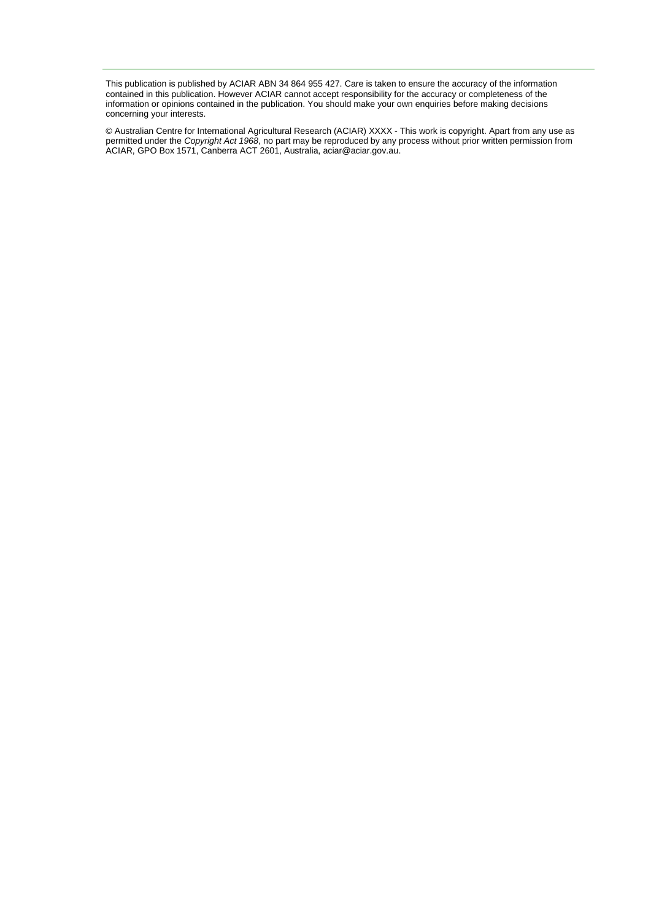This publication is published by ACIAR ABN 34 864 955 427. Care is taken to ensure the accuracy of the information contained in this publication. However ACIAR cannot accept responsibility for the accuracy or completeness of the information or opinions contained in the publication. You should make your own enquiries before making decisions concerning your interests.

© Australian Centre for International Agricultural Research (ACIAR) XXXX - This work is copyright. Apart from any use as permitted under the *Copyright Act 1968*, no part may be reproduced by any process without prior written permission from ACIAR, GPO Box 1571, Canberra ACT 2601, Australia, aciar@aciar.gov.au.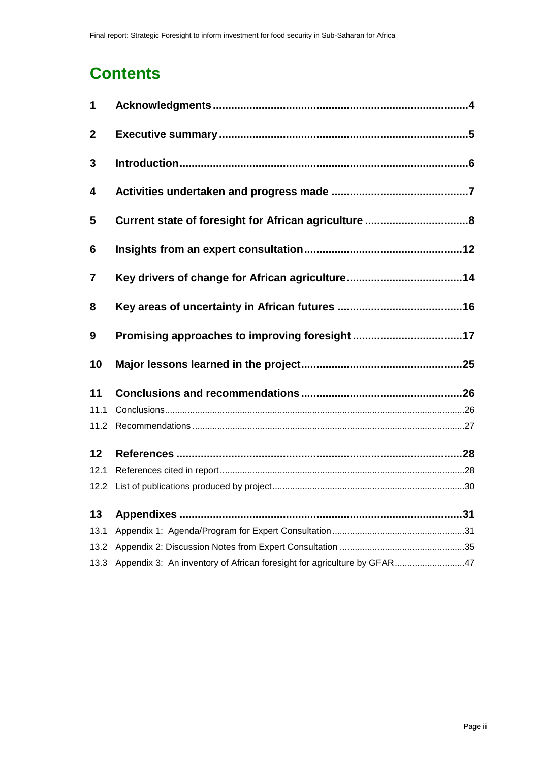# Contents

| | | |
|---|---|---|
| **1** | **Acknowledgments** | **4** |
| **2** | **Executive summary** | **5** |
| **3** | **Introduction** | **6** |
| **4** | **Activities undertaken and progress made** | **7** |
| **5** | **Current state of foresight for African agriculture** | **8** |
| **6** | **Insights from an expert consultation** | **12** |
| **7** | **Key drivers of change for African agriculture** | **14** |
| **8** | **Key areas of uncertainty in African futures** | **16** |
| **9** | **Promising approaches to improving foresight** | **17** |
| **10** | **Major lessons learned in the project** | **25** |
| **11** | **Conclusions and recommendations** | **26** |
| 11.1 | Conclusions | 26 |
| 11.2 | Recommendations | 27 |
| **12** | **References** | **28** |
| 12.1 | References cited in report | 28 |
| 12.2 | List of publications produced by project | 30 |
| **13** | **Appendixes** | **31** |
| 13.1 | Appendix 1: Agenda/Program for Expert Consultation | 31 |
| 13.2 | Appendix 2: Discussion Notes from Expert Consultation | 35 |
| 13.3 | Appendix 3: An inventory of African foresight for agriculture by GFAR | 47 |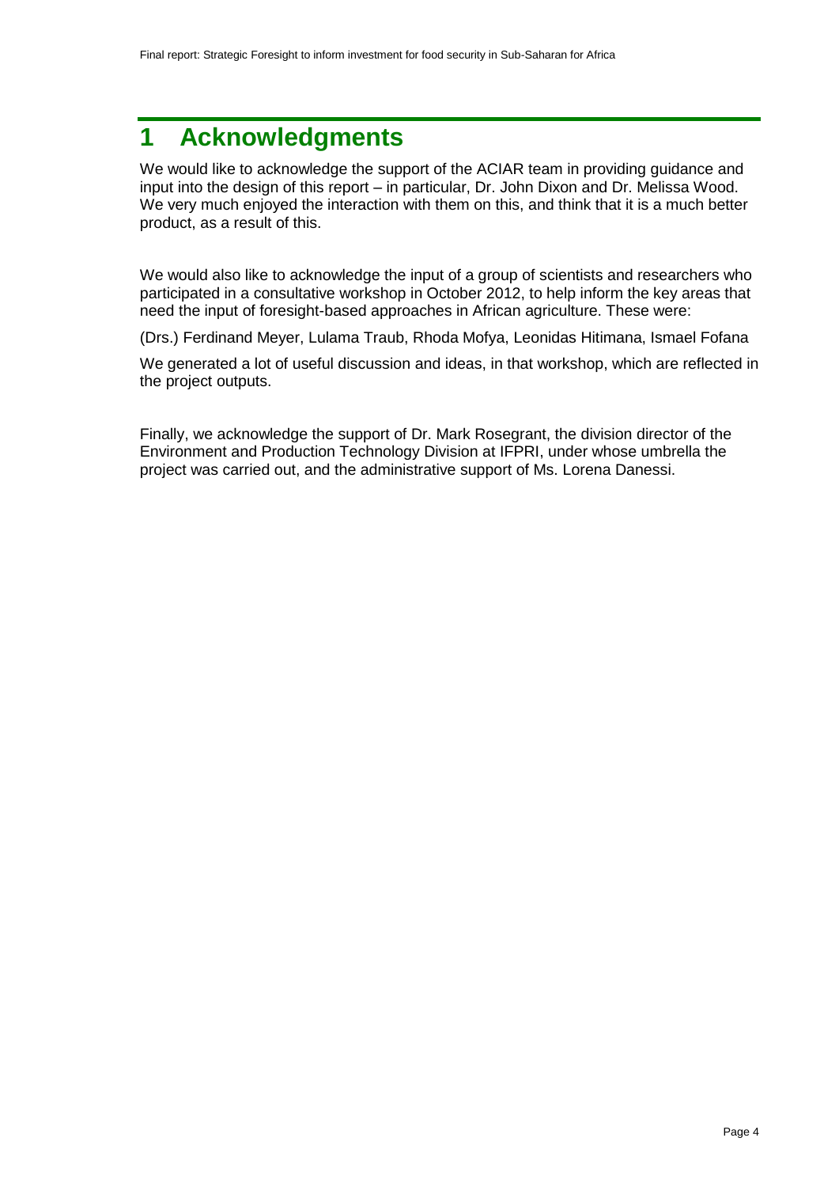# 1 Acknowledgments

We would like to acknowledge the support of the ACIAR team in providing guidance and input into the design of this report – in particular, Dr. John Dixon and Dr. Melissa Wood. We very much enjoyed the interaction with them on this, and think that it is a much better product, as a result of this.

We would also like to acknowledge the input of a group of scientists and researchers who participated in a consultative workshop in October 2012, to help inform the key areas that need the input of foresight-based approaches in African agriculture. These were:

(Drs.) Ferdinand Meyer, Lulama Traub, Rhoda Mofya, Leonidas Hitimana, Ismael Fofana

We generated a lot of useful discussion and ideas, in that workshop, which are reflected in the project outputs.

Finally, we acknowledge the support of Dr. Mark Rosegrant, the division director of the Environment and Production Technology Division at IFPRI, under whose umbrella the project was carried out, and the administrative support of Ms. Lorena Danessi.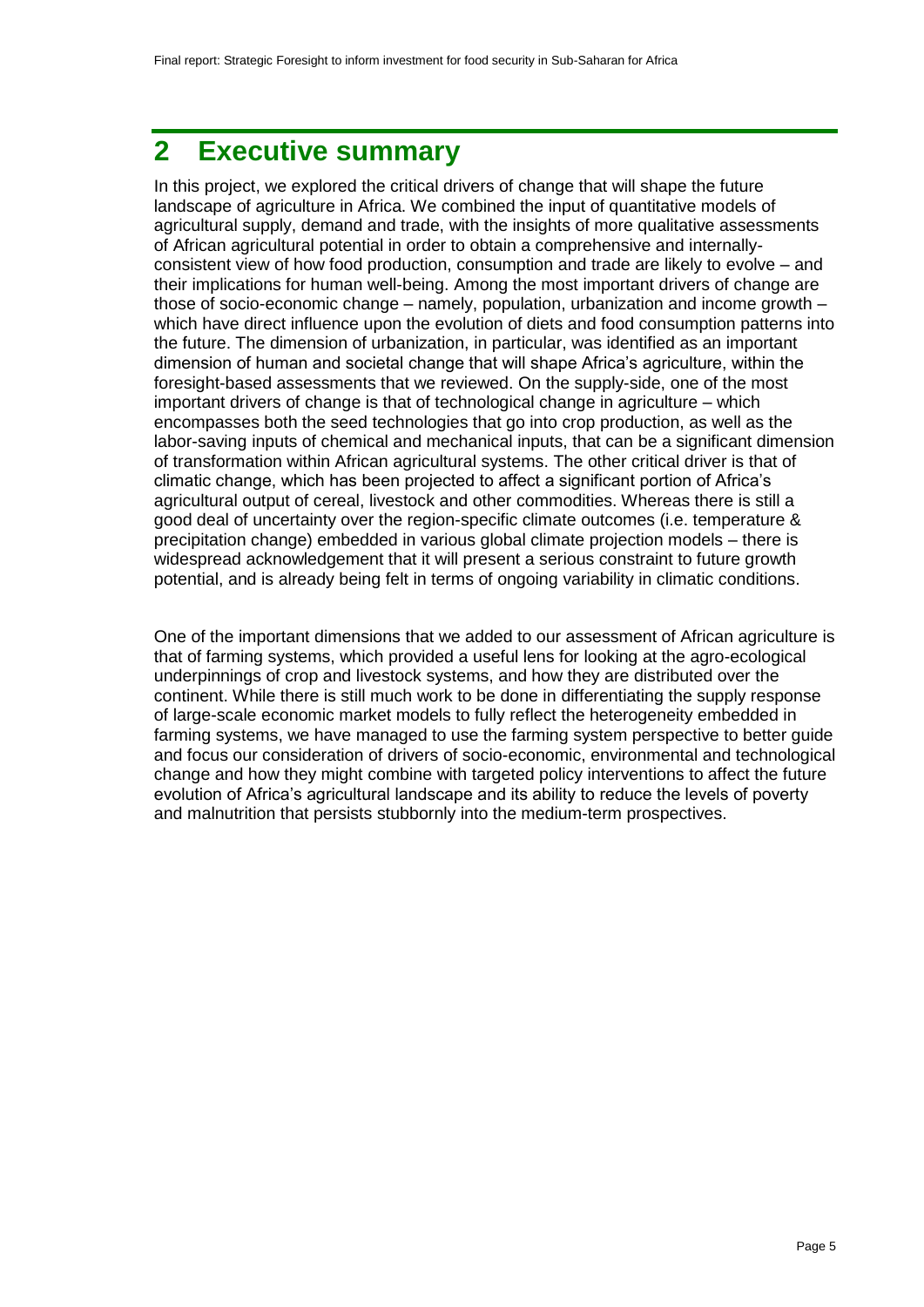# 2 Executive summary

In this project, we explored the critical drivers of change that will shape the future landscape of agriculture in Africa. We combined the input of quantitative models of agricultural supply, demand and trade, with the insights of more qualitative assessments of African agricultural potential in order to obtain a comprehensive and internally-consistent view of how food production, consumption and trade are likely to evolve – and their implications for human well-being. Among the most important drivers of change are those of socio-economic change – namely, population, urbanization and income growth – which have direct influence upon the evolution of diets and food consumption patterns into the future. The dimension of urbanization, in particular, was identified as an important dimension of human and societal change that will shape Africa's agriculture, within the foresight-based assessments that we reviewed. On the supply-side, one of the most important drivers of change is that of technological change in agriculture – which encompasses both the seed technologies that go into crop production, as well as the labor-saving inputs of chemical and mechanical inputs, that can be a significant dimension of transformation within African agricultural systems. The other critical driver is that of climatic change, which has been projected to affect a significant portion of Africa's agricultural output of cereal, livestock and other commodities. Whereas there is still a good deal of uncertainty over the region-specific climate outcomes (i.e. temperature & precipitation change) embedded in various global climate projection models – there is widespread acknowledgement that it will present a serious constraint to future growth potential, and is already being felt in terms of ongoing variability in climatic conditions.

One of the important dimensions that we added to our assessment of African agriculture is that of farming systems, which provided a useful lens for looking at the agro-ecological underpinnings of crop and livestock systems, and how they are distributed over the continent. While there is still much work to be done in differentiating the supply response of large-scale economic market models to fully reflect the heterogeneity embedded in farming systems, we have managed to use the farming system perspective to better guide and focus our consideration of drivers of socio-economic, environmental and technological change and how they might combine with targeted policy interventions to affect the future evolution of Africa's agricultural landscape and its ability to reduce the levels of poverty and malnutrition that persists stubbornly into the medium-term prospectives.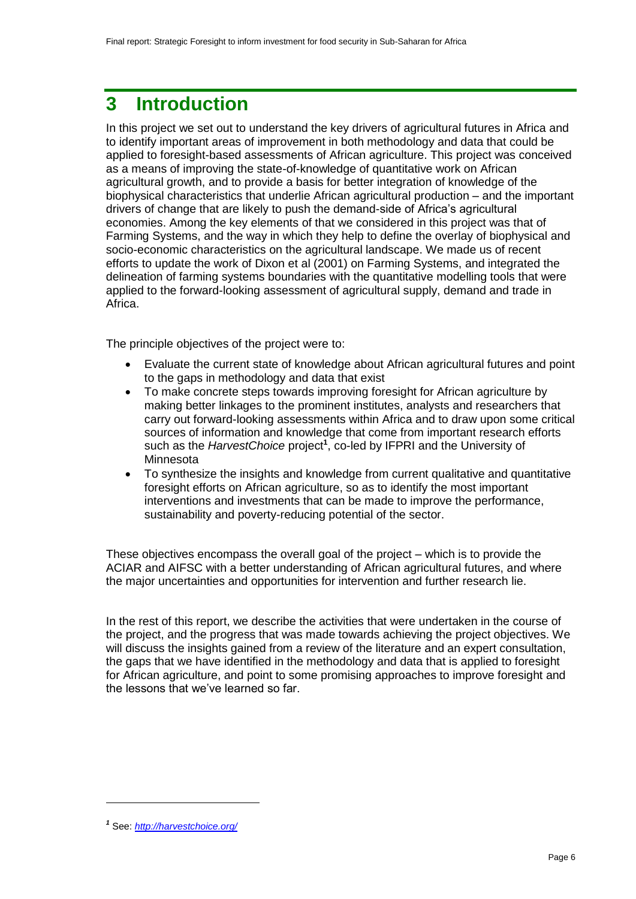# 3 Introduction

In this project we set out to understand the key drivers of agricultural futures in Africa and to identify important areas of improvement in both methodology and data that could be applied to foresight-based assessments of African agriculture. This project was conceived as a means of improving the state-of-knowledge of quantitative work on African agricultural growth, and to provide a basis for better integration of knowledge of the biophysical characteristics that underlie African agricultural production – and the important drivers of change that are likely to push the demand-side of Africa's agricultural economies. Among the key elements of that we considered in this project was that of Farming Systems, and the way in which they help to define the overlay of biophysical and socio-economic characteristics on the agricultural landscape. We made us of recent efforts to update the work of Dixon et al (2001) on Farming Systems, and integrated the delineation of farming systems boundaries with the quantitative modelling tools that were applied to the forward-looking assessment of agricultural supply, demand and trade in Africa.

The principle objectives of the project were to:

- Evaluate the current state of knowledge about African agricultural futures and point to the gaps in methodology and data that exist
- To make concrete steps towards improving foresight for African agriculture by making better linkages to the prominent institutes, analysts and researchers that carry out forward-looking assessments within Africa and to draw upon some critical sources of information and knowledge that come from important research efforts such as the *HarvestChoice* project[1], co-led by IFPRI and the University of Minnesota
- To synthesize the insights and knowledge from current qualitative and quantitative foresight efforts on African agriculture, so as to identify the most important interventions and investments that can be made to improve the performance, sustainability and poverty-reducing potential of the sector.

These objectives encompass the overall goal of the project – which is to provide the ACIAR and AIFSC with a better understanding of African agricultural futures, and where the major uncertainties and opportunities for intervention and further research lie.

In the rest of this report, we describe the activities that were undertaken in the course of the project, and the progress that was made towards achieving the project objectives. We will discuss the insights gained from a review of the literature and an expert consultation, the gaps that we have identified in the methodology and data that is applied to foresight for African agriculture, and point to some promising approaches to improve foresight and the lessons that we've learned so far.

---

[1] See: http://harvestchoice.org/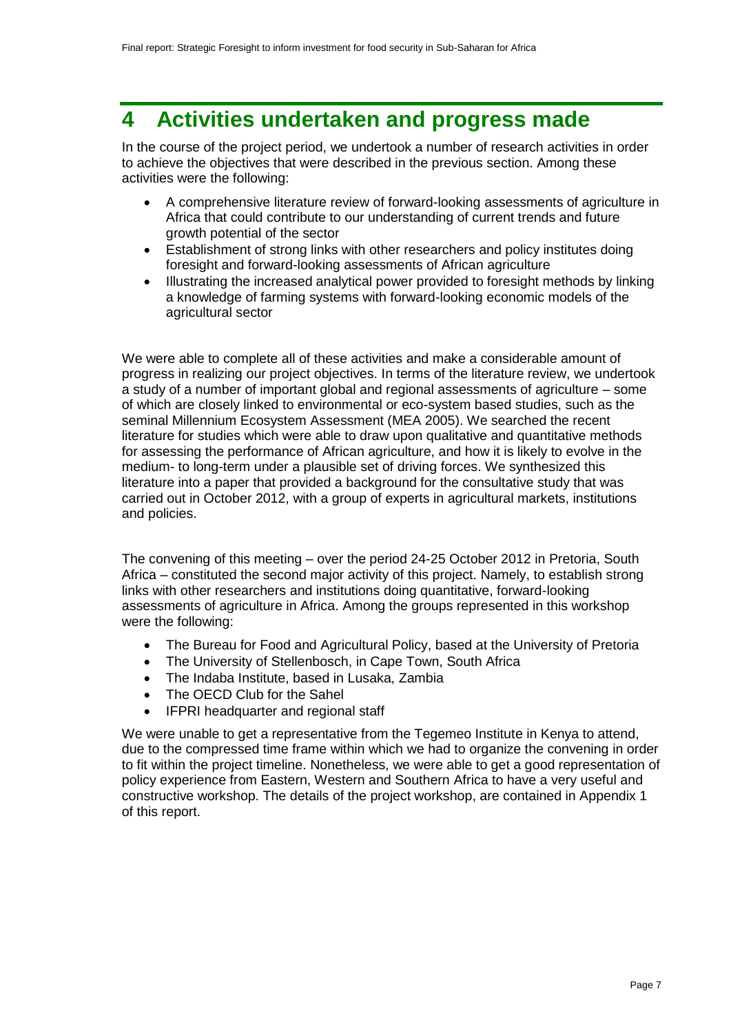# 4 Activities undertaken and progress made

In the course of the project period, we undertook a number of research activities in order to achieve the objectives that were described in the previous section. Among these activities were the following:

- A comprehensive literature review of forward-looking assessments of agriculture in Africa that could contribute to our understanding of current trends and future growth potential of the sector
- Establishment of strong links with other researchers and policy institutes doing foresight and forward-looking assessments of African agriculture
- Illustrating the increased analytical power provided to foresight methods by linking a knowledge of farming systems with forward-looking economic models of the agricultural sector

We were able to complete all of these activities and make a considerable amount of progress in realizing our project objectives. In terms of the literature review, we undertook a study of a number of important global and regional assessments of agriculture – some of which are closely linked to environmental or eco-system based studies, such as the seminal Millennium Ecosystem Assessment (MEA 2005). We searched the recent literature for studies which were able to draw upon qualitative and quantitative methods for assessing the performance of African agriculture, and how it is likely to evolve in the medium- to long-term under a plausible set of driving forces. We synthesized this literature into a paper that provided a background for the consultative study that was carried out in October 2012, with a group of experts in agricultural markets, institutions and policies.

The convening of this meeting – over the period 24-25 October 2012 in Pretoria, South Africa – constituted the second major activity of this project. Namely, to establish strong links with other researchers and institutions doing quantitative, forward-looking assessments of agriculture in Africa. Among the groups represented in this workshop were the following:

- The Bureau for Food and Agricultural Policy, based at the University of Pretoria
- The University of Stellenbosch, in Cape Town, South Africa
- The Indaba Institute, based in Lusaka, Zambia
- The OECD Club for the Sahel
- IFPRI headquarter and regional staff

We were unable to get a representative from the Tegemeo Institute in Kenya to attend, due to the compressed time frame within which we had to organize the convening in order to fit within the project timeline. Nonetheless, we were able to get a good representation of policy experience from Eastern, Western and Southern Africa to have a very useful and constructive workshop. The details of the project workshop, are contained in Appendix 1 of this report.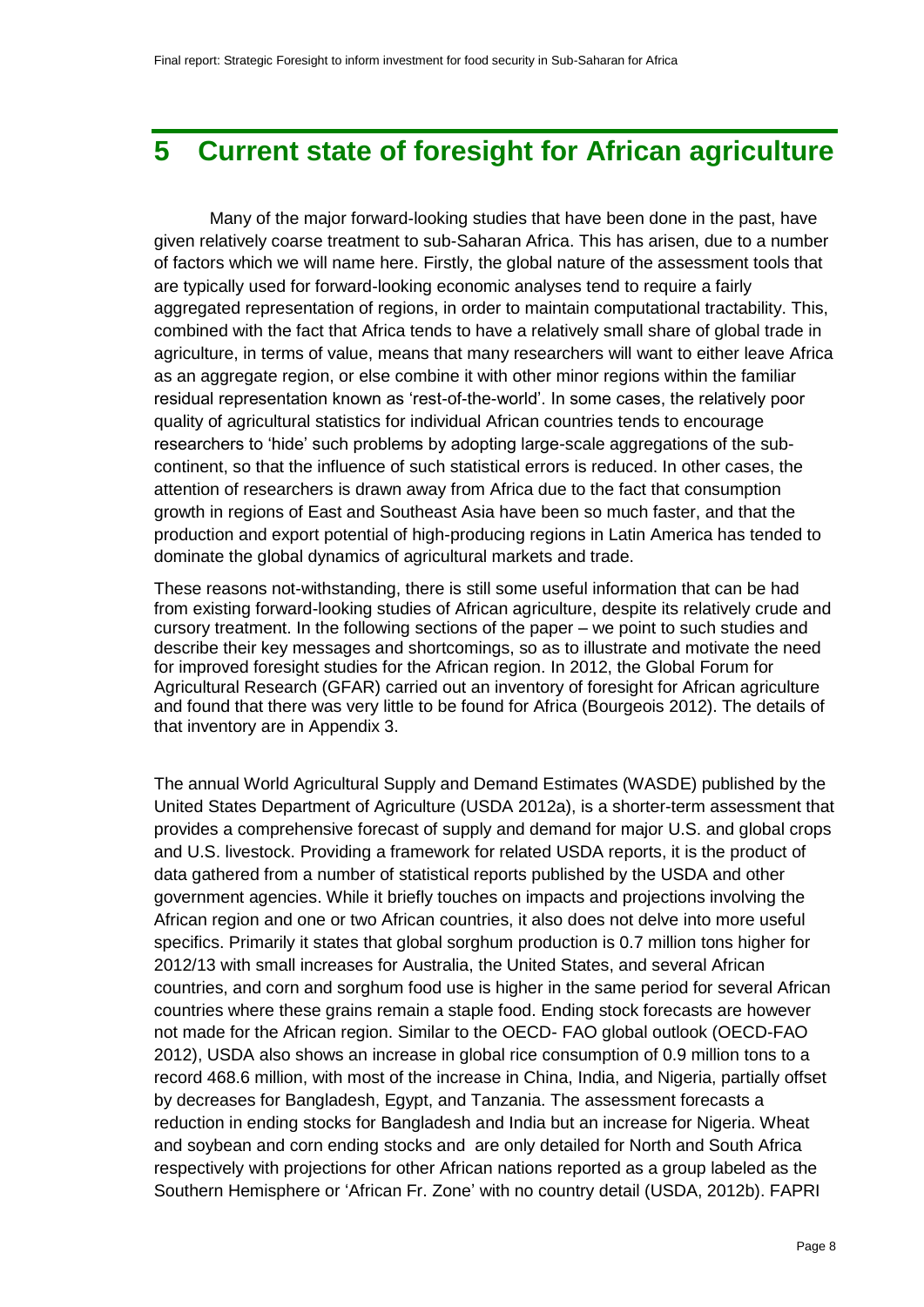# 5 Current state of foresight for African agriculture

Many of the major forward-looking studies that have been done in the past, have given relatively coarse treatment to sub-Saharan Africa. This has arisen, due to a number of factors which we will name here. Firstly, the global nature of the assessment tools that are typically used for forward-looking economic analyses tend to require a fairly aggregated representation of regions, in order to maintain computational tractability. This, combined with the fact that Africa tends to have a relatively small share of global trade in agriculture, in terms of value, means that many researchers will want to either leave Africa as an aggregate region, or else combine it with other minor regions within the familiar residual representation known as 'rest-of-the-world'. In some cases, the relatively poor quality of agricultural statistics for individual African countries tends to encourage researchers to 'hide' such problems by adopting large-scale aggregations of the sub-continent, so that the influence of such statistical errors is reduced. In other cases, the attention of researchers is drawn away from Africa due to the fact that consumption growth in regions of East and Southeast Asia have been so much faster, and that the production and export potential of high-producing regions in Latin America has tended to dominate the global dynamics of agricultural markets and trade.

These reasons not-withstanding, there is still some useful information that can be had from existing forward-looking studies of African agriculture, despite its relatively crude and cursory treatment. In the following sections of the paper – we point to such studies and describe their key messages and shortcomings, so as to illustrate and motivate the need for improved foresight studies for the African region. In 2012, the Global Forum for Agricultural Research (GFAR) carried out an inventory of foresight for African agriculture and found that there was very little to be found for Africa (Bourgeois 2012). The details of that inventory are in Appendix 3.

The annual World Agricultural Supply and Demand Estimates (WASDE) published by the United States Department of Agriculture (USDA 2012a), is a shorter-term assessment that provides a comprehensive forecast of supply and demand for major U.S. and global crops and U.S. livestock. Providing a framework for related USDA reports, it is the product of data gathered from a number of statistical reports published by the USDA and other government agencies. While it briefly touches on impacts and projections involving the African region and one or two African countries, it also does not delve into more useful specifics. Primarily it states that global sorghum production is 0.7 million tons higher for 2012/13 with small increases for Australia, the United States, and several African countries, and corn and sorghum food use is higher in the same period for several African countries where these grains remain a staple food. Ending stock forecasts are however not made for the African region. Similar to the OECD- FAO global outlook (OECD-FAO 2012), USDA also shows an increase in global rice consumption of 0.9 million tons to a record 468.6 million, with most of the increase in China, India, and Nigeria, partially offset by decreases for Bangladesh, Egypt, and Tanzania. The assessment forecasts a reduction in ending stocks for Bangladesh and India but an increase for Nigeria. Wheat and soybean and corn ending stocks and are only detailed for North and South Africa respectively with projections for other African nations reported as a group labeled as the Southern Hemisphere or 'African Fr. Zone' with no country detail (USDA, 2012b). FAPRI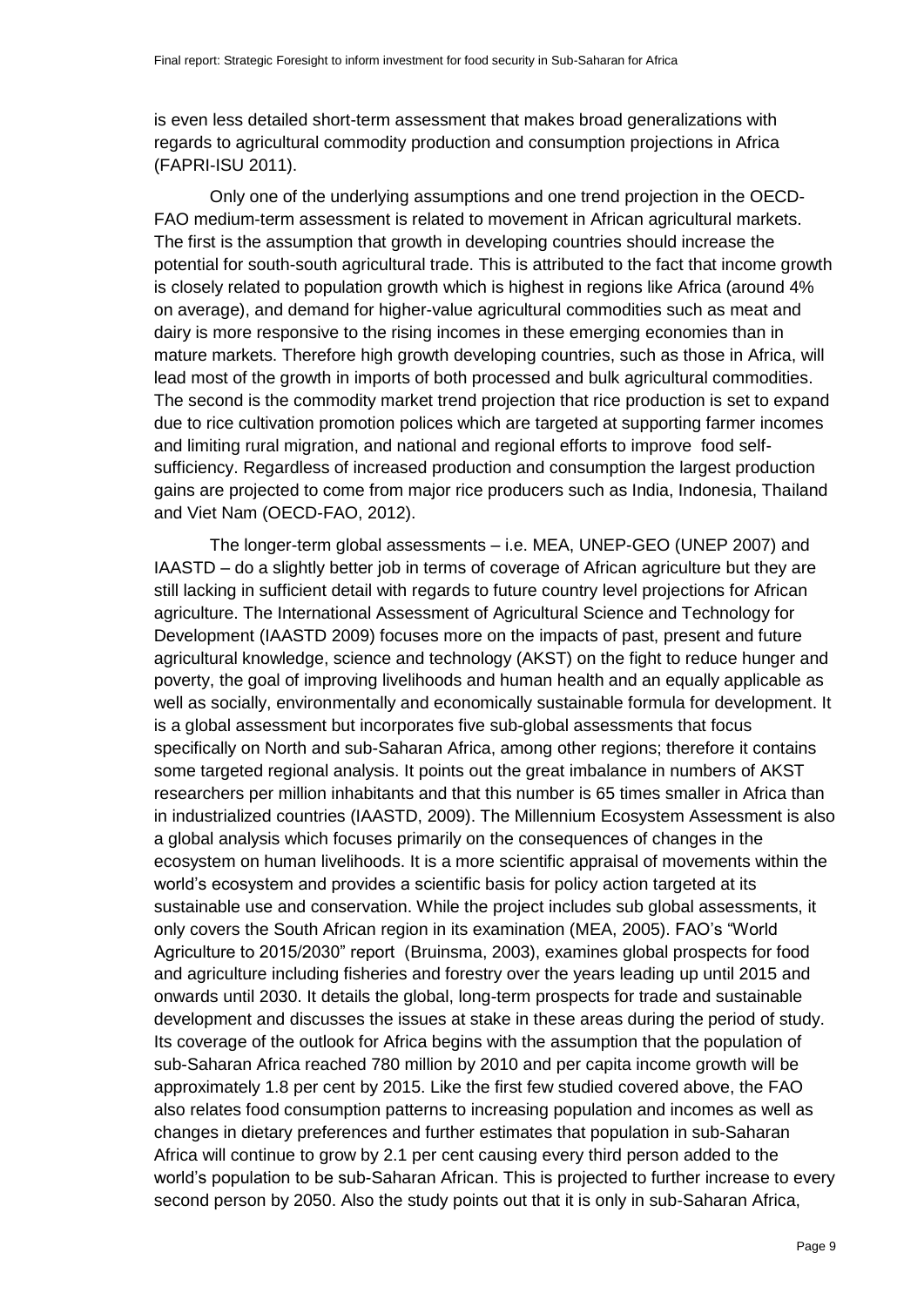is even less detailed short-term assessment that makes broad generalizations with regards to agricultural commodity production and consumption projections in Africa (FAPRI-ISU 2011).

Only one of the underlying assumptions and one trend projection in the OECD-FAO medium-term assessment is related to movement in African agricultural markets. The first is the assumption that growth in developing countries should increase the potential for south-south agricultural trade. This is attributed to the fact that income growth is closely related to population growth which is highest in regions like Africa (around 4% on average), and demand for higher-value agricultural commodities such as meat and dairy is more responsive to the rising incomes in these emerging economies than in mature markets. Therefore high growth developing countries, such as those in Africa, will lead most of the growth in imports of both processed and bulk agricultural commodities. The second is the commodity market trend projection that rice production is set to expand due to rice cultivation promotion polices which are targeted at supporting farmer incomes and limiting rural migration, and national and regional efforts to improve food self-sufficiency. Regardless of increased production and consumption the largest production gains are projected to come from major rice producers such as India, Indonesia, Thailand and Viet Nam (OECD-FAO, 2012).

The longer-term global assessments – i.e. MEA, UNEP-GEO (UNEP 2007) and IAASTD – do a slightly better job in terms of coverage of African agriculture but they are still lacking in sufficient detail with regards to future country level projections for African agriculture. The International Assessment of Agricultural Science and Technology for Development (IAASTD 2009) focuses more on the impacts of past, present and future agricultural knowledge, science and technology (AKST) on the fight to reduce hunger and poverty, the goal of improving livelihoods and human health and an equally applicable as well as socially, environmentally and economically sustainable formula for development. It is a global assessment but incorporates five sub-global assessments that focus specifically on North and sub-Saharan Africa, among other regions; therefore it contains some targeted regional analysis. It points out the great imbalance in numbers of AKST researchers per million inhabitants and that this number is 65 times smaller in Africa than in industrialized countries (IAASTD, 2009). The Millennium Ecosystem Assessment is also a global analysis which focuses primarily on the consequences of changes in the ecosystem on human livelihoods. It is a more scientific appraisal of movements within the world's ecosystem and provides a scientific basis for policy action targeted at its sustainable use and conservation. While the project includes sub global assessments, it only covers the South African region in its examination (MEA, 2005). FAO's "World Agriculture to 2015/2030" report (Bruinsma, 2003), examines global prospects for food and agriculture including fisheries and forestry over the years leading up until 2015 and onwards until 2030. It details the global, long-term prospects for trade and sustainable development and discusses the issues at stake in these areas during the period of study. Its coverage of the outlook for Africa begins with the assumption that the population of sub-Saharan Africa reached 780 million by 2010 and per capita income growth will be approximately 1.8 per cent by 2015. Like the first few studied covered above, the FAO also relates food consumption patterns to increasing population and incomes as well as changes in dietary preferences and further estimates that population in sub-Saharan Africa will continue to grow by 2.1 per cent causing every third person added to the world's population to be sub-Saharan African. This is projected to further increase to every second person by 2050. Also the study points out that it is only in sub-Saharan Africa,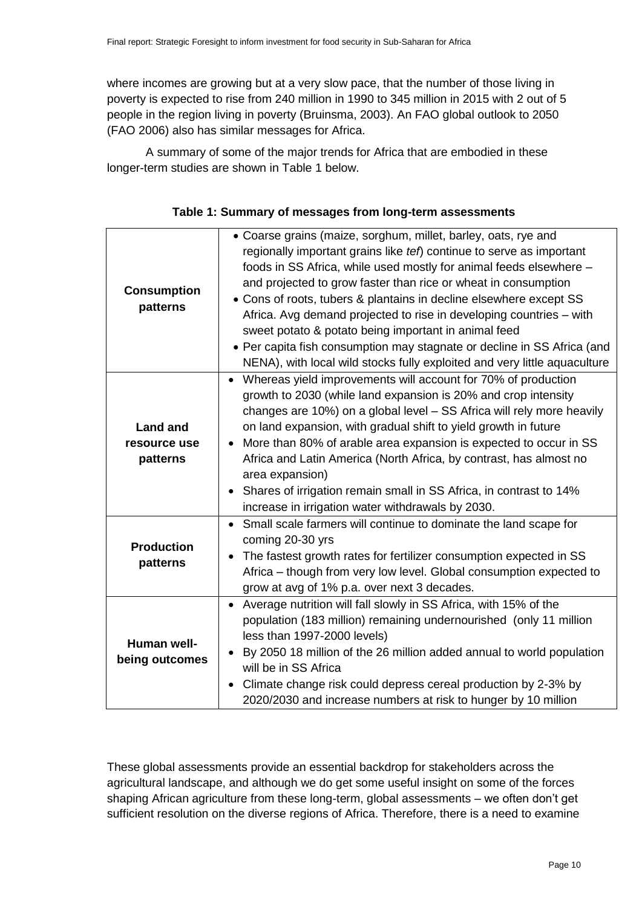where incomes are growing but at a very slow pace, that the number of those living in poverty is expected to rise from 240 million in 1990 to 345 million in 2015 with 2 out of 5 people in the region living in poverty (Bruinsma, 2003). An FAO global outlook to 2050 (FAO 2006) also has similar messages for Africa.

A summary of some of the major trends for Africa that are embodied in these longer-term studies are shown in Table 1 below.

**Table 1: Summary of messages from long-term assessments**

| | |
|---|---|
| **Consumption patterns** | • Coarse grains (maize, sorghum, millet, barley, oats, rye and regionally important grains like *tef*) continue to serve as important foods in SS Africa, while used mostly for animal feeds elsewhere – and projected to grow faster than rice or wheat in consumption<br>• Cons of roots, tubers & plantains in decline elsewhere except SS Africa. Avg demand projected to rise in developing countries – with sweet potato & potato being important in animal feed<br>• Per capita fish consumption may stagnate or decline in SS Africa (and NENA), with local wild stocks fully exploited and very little aquaculture |
| **Land and resource use patterns** | • Whereas yield improvements will account for 70% of production growth to 2030 (while land expansion is 20% and crop intensity changes are 10%) on a global level – SS Africa will rely more heavily on land expansion, with gradual shift to yield growth in future<br>• More than 80% of arable area expansion is expected to occur in SS Africa and Latin America (North Africa, by contrast, has almost no area expansion)<br>• Shares of irrigation remain small in SS Africa, in contrast to 14% increase in irrigation water withdrawals by 2030. |
| **Production patterns** | • Small scale farmers will continue to dominate the land scape for coming 20-30 yrs<br>• The fastest growth rates for fertilizer consumption expected in SS Africa – though from very low level. Global consumption expected to grow at avg of 1% p.a. over next 3 decades. |
| **Human well-being outcomes** | • Average nutrition will fall slowly in SS Africa, with 15% of the population (183 million) remaining undernourished (only 11 million less than 1997-2000 levels)<br>• By 2050 18 million of the 26 million added annual to world population will be in SS Africa<br>• Climate change risk could depress cereal production by 2-3% by 2020/2030 and increase numbers at risk to hunger by 10 million |

These global assessments provide an essential backdrop for stakeholders across the agricultural landscape, and although we do get some useful insight on some of the forces shaping African agriculture from these long-term, global assessments – we often don't get sufficient resolution on the diverse regions of Africa. Therefore, there is a need to examine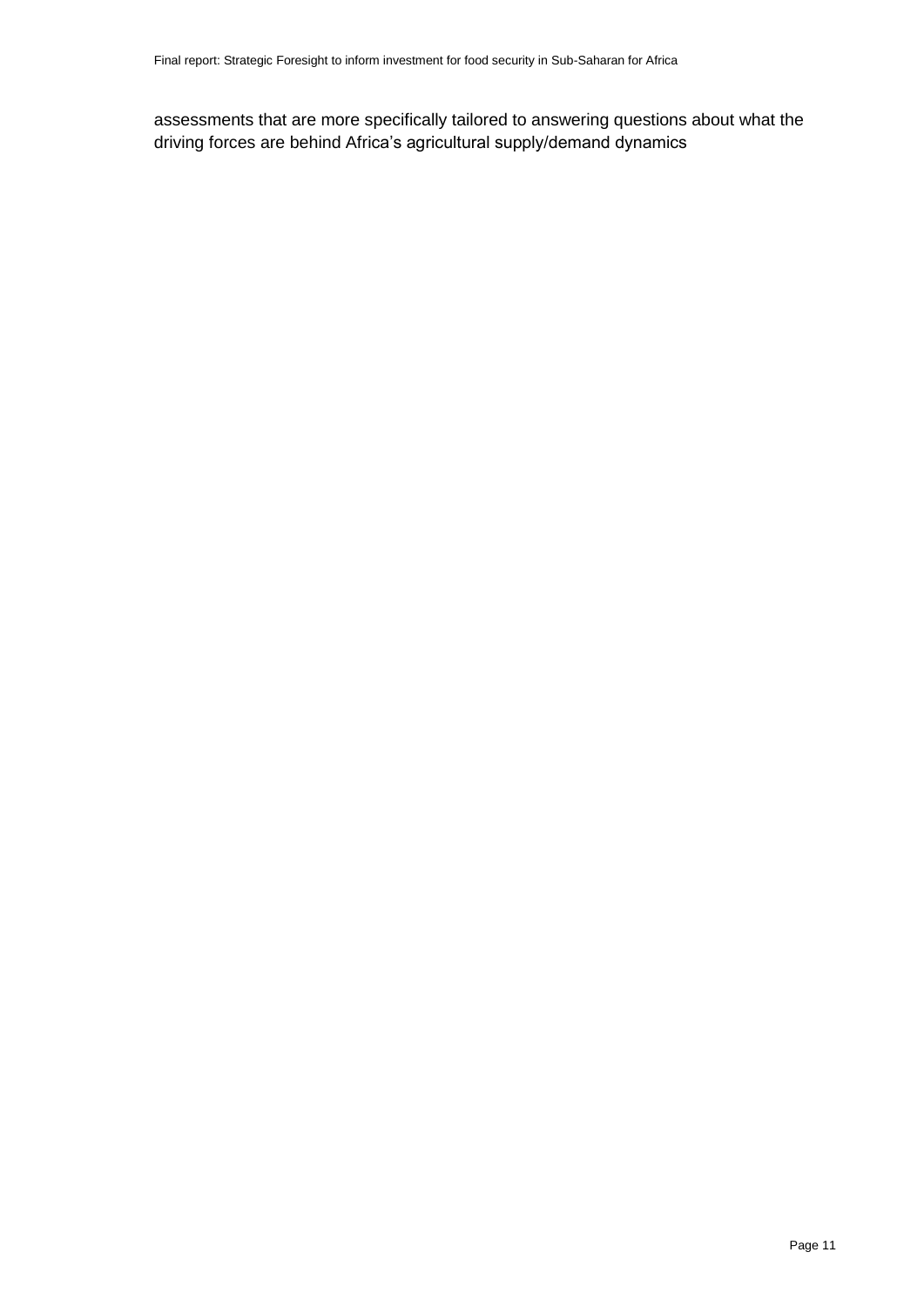assessments that are more specifically tailored to answering questions about what the driving forces are behind Africa's agricultural supply/demand dynamics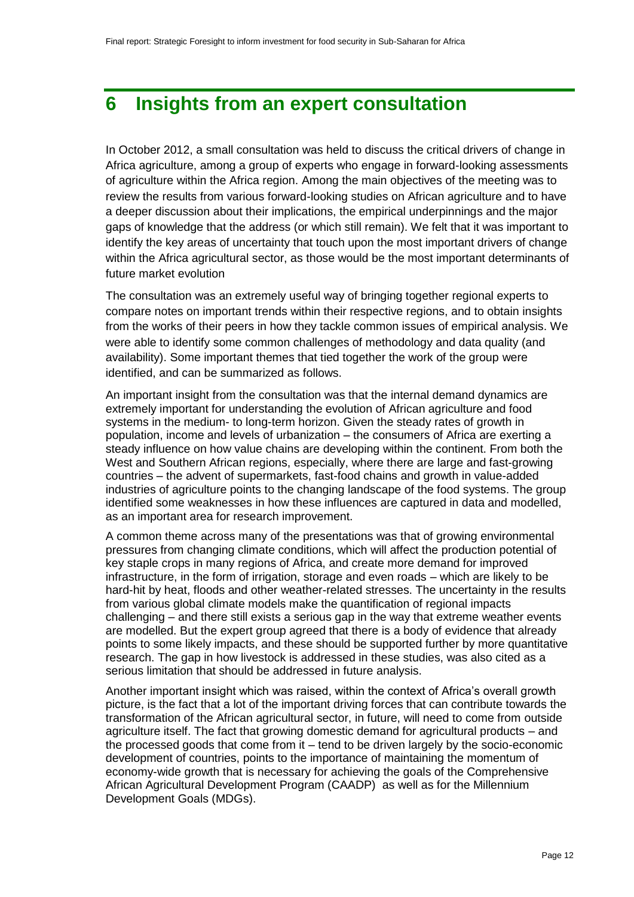# 6 Insights from an expert consultation

In October 2012, a small consultation was held to discuss the critical drivers of change in Africa agriculture, among a group of experts who engage in forward-looking assessments of agriculture within the Africa region. Among the main objectives of the meeting was to review the results from various forward-looking studies on African agriculture and to have a deeper discussion about their implications, the empirical underpinnings and the major gaps of knowledge that the address (or which still remain). We felt that it was important to identify the key areas of uncertainty that touch upon the most important drivers of change within the Africa agricultural sector, as those would be the most important determinants of future market evolution

The consultation was an extremely useful way of bringing together regional experts to compare notes on important trends within their respective regions, and to obtain insights from the works of their peers in how they tackle common issues of empirical analysis. We were able to identify some common challenges of methodology and data quality (and availability). Some important themes that tied together the work of the group were identified, and can be summarized as follows.

An important insight from the consultation was that the internal demand dynamics are extremely important for understanding the evolution of African agriculture and food systems in the medium- to long-term horizon. Given the steady rates of growth in population, income and levels of urbanization – the consumers of Africa are exerting a steady influence on how value chains are developing within the continent. From both the West and Southern African regions, especially, where there are large and fast-growing countries – the advent of supermarkets, fast-food chains and growth in value-added industries of agriculture points to the changing landscape of the food systems. The group identified some weaknesses in how these influences are captured in data and modelled, as an important area for research improvement.

A common theme across many of the presentations was that of growing environmental pressures from changing climate conditions, which will affect the production potential of key staple crops in many regions of Africa, and create more demand for improved infrastructure, in the form of irrigation, storage and even roads – which are likely to be hard-hit by heat, floods and other weather-related stresses. The uncertainty in the results from various global climate models make the quantification of regional impacts challenging – and there still exists a serious gap in the way that extreme weather events are modelled. But the expert group agreed that there is a body of evidence that already points to some likely impacts, and these should be supported further by more quantitative research. The gap in how livestock is addressed in these studies, was also cited as a serious limitation that should be addressed in future analysis.

Another important insight which was raised, within the context of Africa's overall growth picture, is the fact that a lot of the important driving forces that can contribute towards the transformation of the African agricultural sector, in future, will need to come from outside agriculture itself. The fact that growing domestic demand for agricultural products – and the processed goods that come from it – tend to be driven largely by the socio-economic development of countries, points to the importance of maintaining the momentum of economy-wide growth that is necessary for achieving the goals of the Comprehensive African Agricultural Development Program (CAADP) as well as for the Millennium Development Goals (MDGs).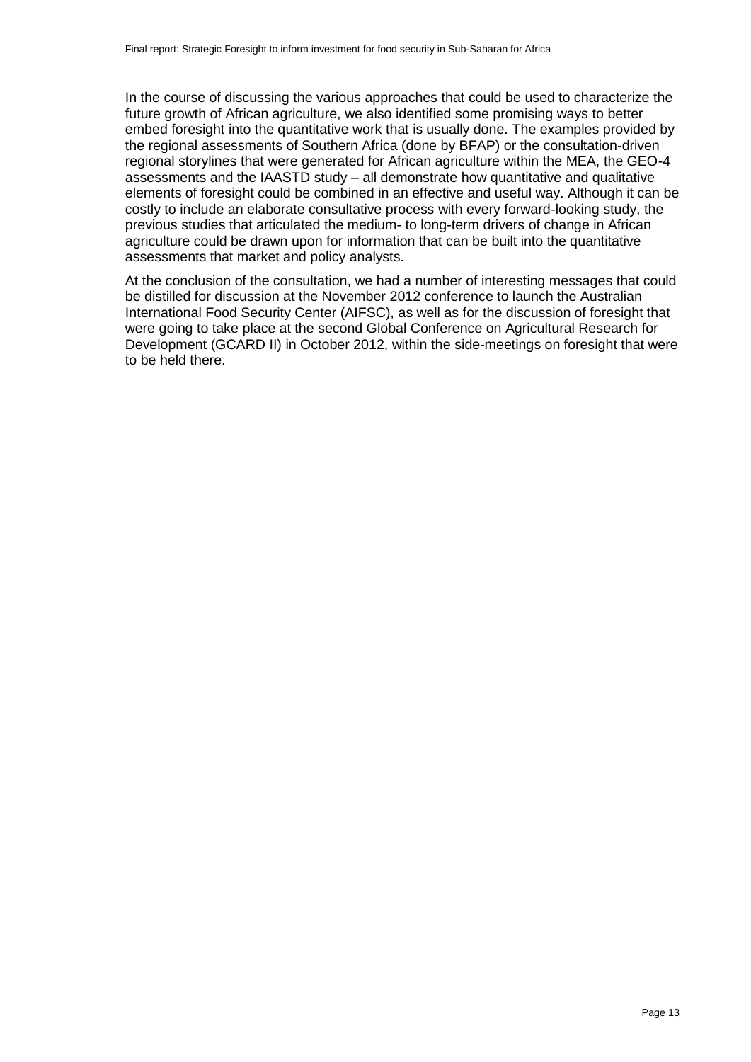In the course of discussing the various approaches that could be used to characterize the future growth of African agriculture, we also identified some promising ways to better embed foresight into the quantitative work that is usually done. The examples provided by the regional assessments of Southern Africa (done by BFAP) or the consultation-driven regional storylines that were generated for African agriculture within the MEA, the GEO-4 assessments and the IAASTD study – all demonstrate how quantitative and qualitative elements of foresight could be combined in an effective and useful way. Although it can be costly to include an elaborate consultative process with every forward-looking study, the previous studies that articulated the medium- to long-term drivers of change in African agriculture could be drawn upon for information that can be built into the quantitative assessments that market and policy analysts.

At the conclusion of the consultation, we had a number of interesting messages that could be distilled for discussion at the November 2012 conference to launch the Australian International Food Security Center (AIFSC), as well as for the discussion of foresight that were going to take place at the second Global Conference on Agricultural Research for Development (GCARD II) in October 2012, within the side-meetings on foresight that were to be held there.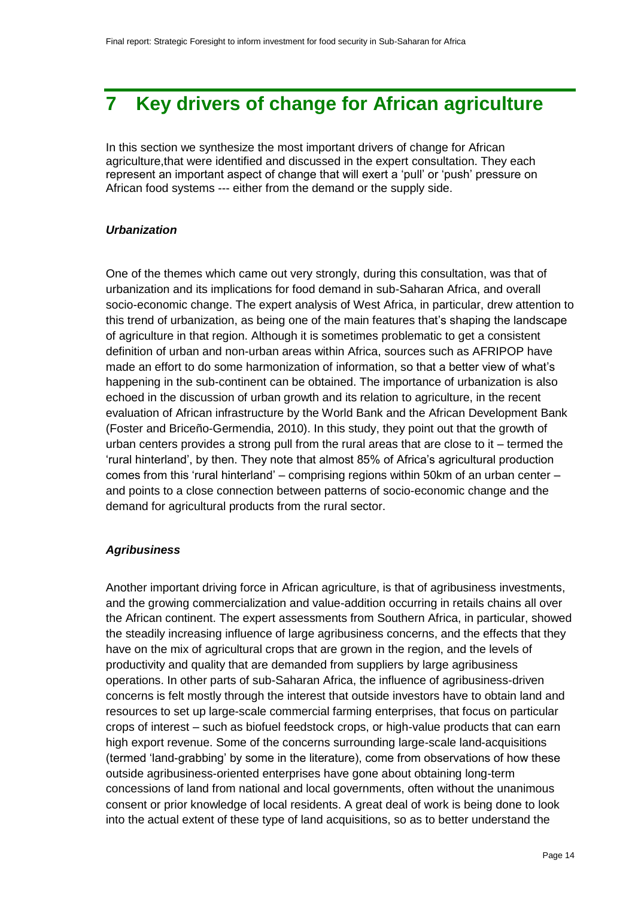# 7 Key drivers of change for African agriculture

In this section we synthesize the most important drivers of change for African agriculture,that were identified and discussed in the expert consultation. They each represent an important aspect of change that will exert a 'pull' or 'push' pressure on African food systems --- either from the demand or the supply side.

### *Urbanization*

One of the themes which came out very strongly, during this consultation, was that of urbanization and its implications for food demand in sub-Saharan Africa, and overall socio-economic change. The expert analysis of West Africa, in particular, drew attention to this trend of urbanization, as being one of the main features that's shaping the landscape of agriculture in that region. Although it is sometimes problematic to get a consistent definition of urban and non-urban areas within Africa, sources such as AFRIPOP have made an effort to do some harmonization of information, so that a better view of what's happening in the sub-continent can be obtained. The importance of urbanization is also echoed in the discussion of urban growth and its relation to agriculture, in the recent evaluation of African infrastructure by the World Bank and the African Development Bank (Foster and Briceño-Germendia, 2010). In this study, they point out that the growth of urban centers provides a strong pull from the rural areas that are close to it – termed the 'rural hinterland', by then. They note that almost 85% of Africa's agricultural production comes from this 'rural hinterland' – comprising regions within 50km of an urban center – and points to a close connection between patterns of socio-economic change and the demand for agricultural products from the rural sector.

### *Agribusiness*

Another important driving force in African agriculture, is that of agribusiness investments, and the growing commercialization and value-addition occurring in retails chains all over the African continent. The expert assessments from Southern Africa, in particular, showed the steadily increasing influence of large agribusiness concerns, and the effects that they have on the mix of agricultural crops that are grown in the region, and the levels of productivity and quality that are demanded from suppliers by large agribusiness operations. In other parts of sub-Saharan Africa, the influence of agribusiness-driven concerns is felt mostly through the interest that outside investors have to obtain land and resources to set up large-scale commercial farming enterprises, that focus on particular crops of interest – such as biofuel feedstock crops, or high-value products that can earn high export revenue. Some of the concerns surrounding large-scale land-acquisitions (termed 'land-grabbing' by some in the literature), come from observations of how these outside agribusiness-oriented enterprises have gone about obtaining long-term concessions of land from national and local governments, often without the unanimous consent or prior knowledge of local residents. A great deal of work is being done to look into the actual extent of these type of land acquisitions, so as to better understand the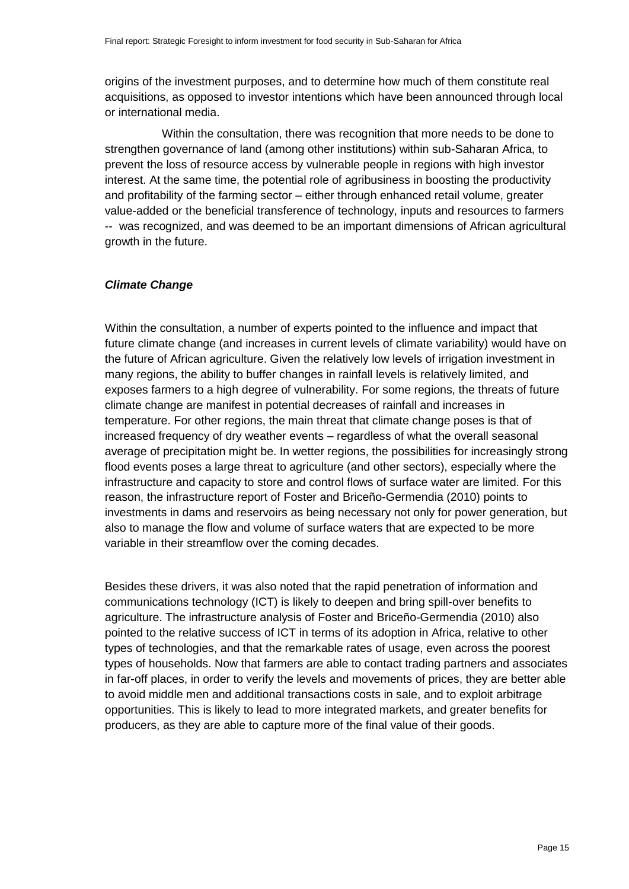origins of the investment purposes, and to determine how much of them constitute real acquisitions, as opposed to investor intentions which have been announced through local or international media.

Within the consultation, there was recognition that more needs to be done to strengthen governance of land (among other institutions) within sub-Saharan Africa, to prevent the loss of resource access by vulnerable people in regions with high investor interest. At the same time, the potential role of agribusiness in boosting the productivity and profitability of the farming sector – either through enhanced retail volume, greater value-added or the beneficial transference of technology, inputs and resources to farmers -- was recognized, and was deemed to be an important dimensions of African agricultural growth in the future.

### *Climate Change*

Within the consultation, a number of experts pointed to the influence and impact that future climate change (and increases in current levels of climate variability) would have on the future of African agriculture. Given the relatively low levels of irrigation investment in many regions, the ability to buffer changes in rainfall levels is relatively limited, and exposes farmers to a high degree of vulnerability. For some regions, the threats of future climate change are manifest in potential decreases of rainfall and increases in temperature. For other regions, the main threat that climate change poses is that of increased frequency of dry weather events – regardless of what the overall seasonal average of precipitation might be. In wetter regions, the possibilities for increasingly strong flood events poses a large threat to agriculture (and other sectors), especially where the infrastructure and capacity to store and control flows of surface water are limited. For this reason, the infrastructure report of Foster and Briceño-Germendia (2010) points to investments in dams and reservoirs as being necessary not only for power generation, but also to manage the flow and volume of surface waters that are expected to be more variable in their streamflow over the coming decades.

Besides these drivers, it was also noted that the rapid penetration of information and communications technology (ICT) is likely to deepen and bring spill-over benefits to agriculture. The infrastructure analysis of Foster and Briceño-Germendia (2010) also pointed to the relative success of ICT in terms of its adoption in Africa, relative to other types of technologies, and that the remarkable rates of usage, even across the poorest types of households. Now that farmers are able to contact trading partners and associates in far-off places, in order to verify the levels and movements of prices, they are better able to avoid middle men and additional transactions costs in sale, and to exploit arbitrage opportunities. This is likely to lead to more integrated markets, and greater benefits for producers, as they are able to capture more of the final value of their goods.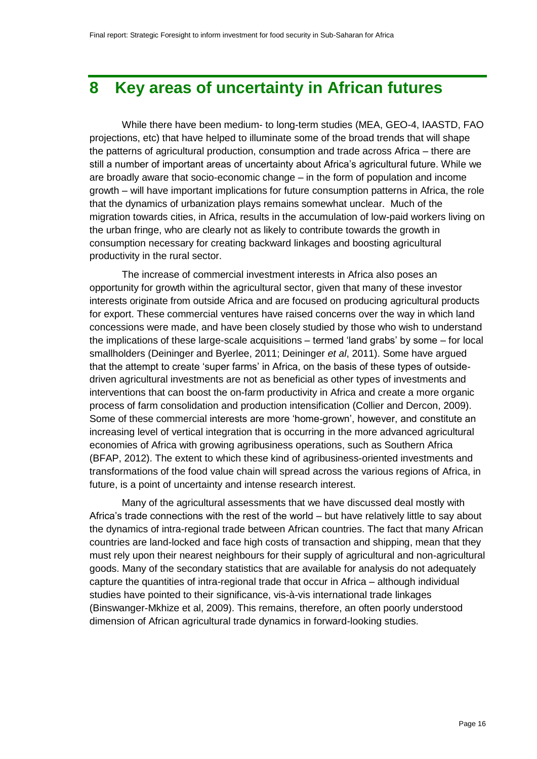# 8 Key areas of uncertainty in African futures

While there have been medium- to long-term studies (MEA, GEO-4, IAASTD, FAO projections, etc) that have helped to illuminate some of the broad trends that will shape the patterns of agricultural production, consumption and trade across Africa – there are still a number of important areas of uncertainty about Africa's agricultural future. While we are broadly aware that socio-economic change – in the form of population and income growth – will have important implications for future consumption patterns in Africa, the role that the dynamics of urbanization plays remains somewhat unclear. Much of the migration towards cities, in Africa, results in the accumulation of low-paid workers living on the urban fringe, who are clearly not as likely to contribute towards the growth in consumption necessary for creating backward linkages and boosting agricultural productivity in the rural sector.

The increase of commercial investment interests in Africa also poses an opportunity for growth within the agricultural sector, given that many of these investor interests originate from outside Africa and are focused on producing agricultural products for export. These commercial ventures have raised concerns over the way in which land concessions were made, and have been closely studied by those who wish to understand the implications of these large-scale acquisitions – termed 'land grabs' by some – for local smallholders (Deininger and Byerlee, 2011; Deininger *et al*, 2011). Some have argued that the attempt to create 'super farms' in Africa, on the basis of these types of outside-driven agricultural investments are not as beneficial as other types of investments and interventions that can boost the on-farm productivity in Africa and create a more organic process of farm consolidation and production intensification (Collier and Dercon, 2009). Some of these commercial interests are more 'home-grown', however, and constitute an increasing level of vertical integration that is occurring in the more advanced agricultural economies of Africa with growing agribusiness operations, such as Southern Africa (BFAP, 2012). The extent to which these kind of agribusiness-oriented investments and transformations of the food value chain will spread across the various regions of Africa, in future, is a point of uncertainty and intense research interest.

Many of the agricultural assessments that we have discussed deal mostly with Africa's trade connections with the rest of the world – but have relatively little to say about the dynamics of intra-regional trade between African countries. The fact that many African countries are land-locked and face high costs of transaction and shipping, mean that they must rely upon their nearest neighbours for their supply of agricultural and non-agricultural goods. Many of the secondary statistics that are available for analysis do not adequately capture the quantities of intra-regional trade that occur in Africa – although individual studies have pointed to their significance, vis-à-vis international trade linkages (Binswanger-Mkhize et al, 2009). This remains, therefore, an often poorly understood dimension of African agricultural trade dynamics in forward-looking studies.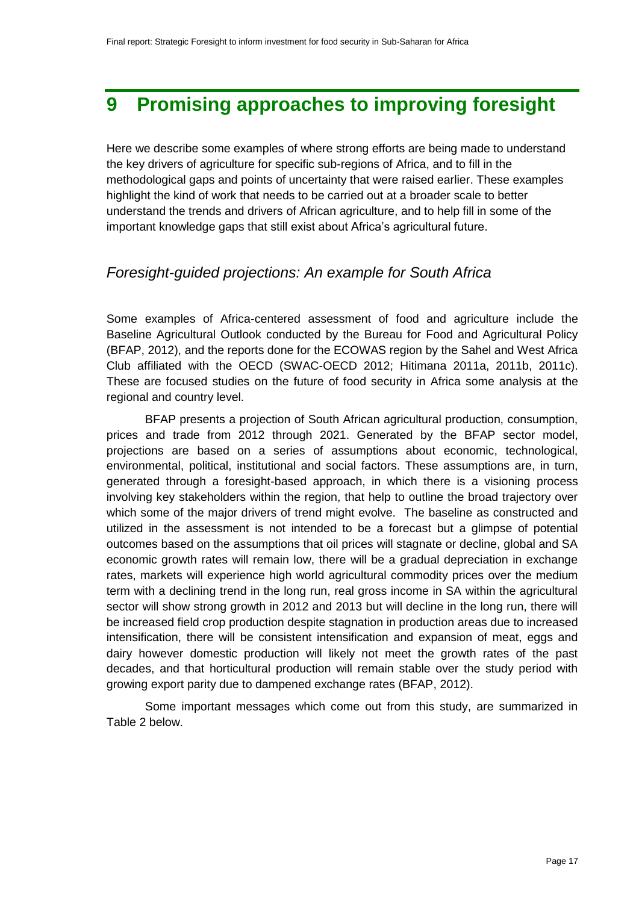# 9 Promising approaches to improving foresight

Here we describe some examples of where strong efforts are being made to understand the key drivers of agriculture for specific sub-regions of Africa, and to fill in the methodological gaps and points of uncertainty that were raised earlier. These examples highlight the kind of work that needs to be carried out at a broader scale to better understand the trends and drivers of African agriculture, and to help fill in some of the important knowledge gaps that still exist about Africa's agricultural future.

## *Foresight-guided projections: An example for South Africa*

Some examples of Africa-centered assessment of food and agriculture include the Baseline Agricultural Outlook conducted by the Bureau for Food and Agricultural Policy (BFAP, 2012), and the reports done for the ECOWAS region by the Sahel and West Africa Club affiliated with the OECD (SWAC-OECD 2012; Hitimana 2011a, 2011b, 2011c). These are focused studies on the future of food security in Africa some analysis at the regional and country level.

BFAP presents a projection of South African agricultural production, consumption, prices and trade from 2012 through 2021. Generated by the BFAP sector model, projections are based on a series of assumptions about economic, technological, environmental, political, institutional and social factors. These assumptions are, in turn, generated through a foresight-based approach, in which there is a visioning process involving key stakeholders within the region, that help to outline the broad trajectory over which some of the major drivers of trend might evolve. The baseline as constructed and utilized in the assessment is not intended to be a forecast but a glimpse of potential outcomes based on the assumptions that oil prices will stagnate or decline, global and SA economic growth rates will remain low, there will be a gradual depreciation in exchange rates, markets will experience high world agricultural commodity prices over the medium term with a declining trend in the long run, real gross income in SA within the agricultural sector will show strong growth in 2012 and 2013 but will decline in the long run, there will be increased field crop production despite stagnation in production areas due to increased intensification, there will be consistent intensification and expansion of meat, eggs and dairy however domestic production will likely not meet the growth rates of the past decades, and that horticultural production will remain stable over the study period with growing export parity due to dampened exchange rates (BFAP, 2012).

Some important messages which come out from this study, are summarized in Table 2 below.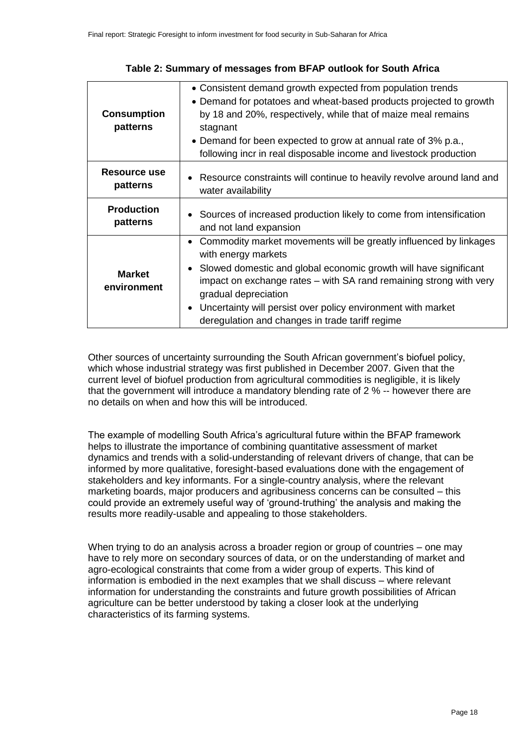**Table 2: Summary of messages from BFAP outlook for South Africa**

| | |
|---|---|
| **Consumption patterns** | • Consistent demand growth expected from population trends<br>• Demand for potatoes and wheat-based products projected to growth by 18 and 20%, respectively, while that of maize meal remains stagnant<br>• Demand for been expected to grow at annual rate of 3% p.a., following incr in real disposable income and livestock production |
| **Resource use patterns** | • Resource constraints will continue to heavily revolve around land and water availability |
| **Production patterns** | • Sources of increased production likely to come from intensification and not land expansion |
| **Market environment** | • Commodity market movements will be greatly influenced by linkages with energy markets<br>• Slowed domestic and global economic growth will have significant impact on exchange rates – with SA rand remaining strong with very gradual depreciation<br>• Uncertainty will persist over policy environment with market deregulation and changes in trade tariff regime |

Other sources of uncertainty surrounding the South African government's biofuel policy, which whose industrial strategy was first published in December 2007. Given that the current level of biofuel production from agricultural commodities is negligible, it is likely that the government will introduce a mandatory blending rate of 2 % -- however there are no details on when and how this will be introduced.

The example of modelling South Africa's agricultural future within the BFAP framework helps to illustrate the importance of combining quantitative assessment of market dynamics and trends with a solid-understanding of relevant drivers of change, that can be informed by more qualitative, foresight-based evaluations done with the engagement of stakeholders and key informants. For a single-country analysis, where the relevant marketing boards, major producers and agribusiness concerns can be consulted – this could provide an extremely useful way of 'ground-truthing' the analysis and making the results more readily-usable and appealing to those stakeholders.

When trying to do an analysis across a broader region or group of countries – one may have to rely more on secondary sources of data, or on the understanding of market and agro-ecological constraints that come from a wider group of experts. This kind of information is embodied in the next examples that we shall discuss – where relevant information for understanding the constraints and future growth possibilities of African agriculture can be better understood by taking a closer look at the underlying characteristics of its farming systems.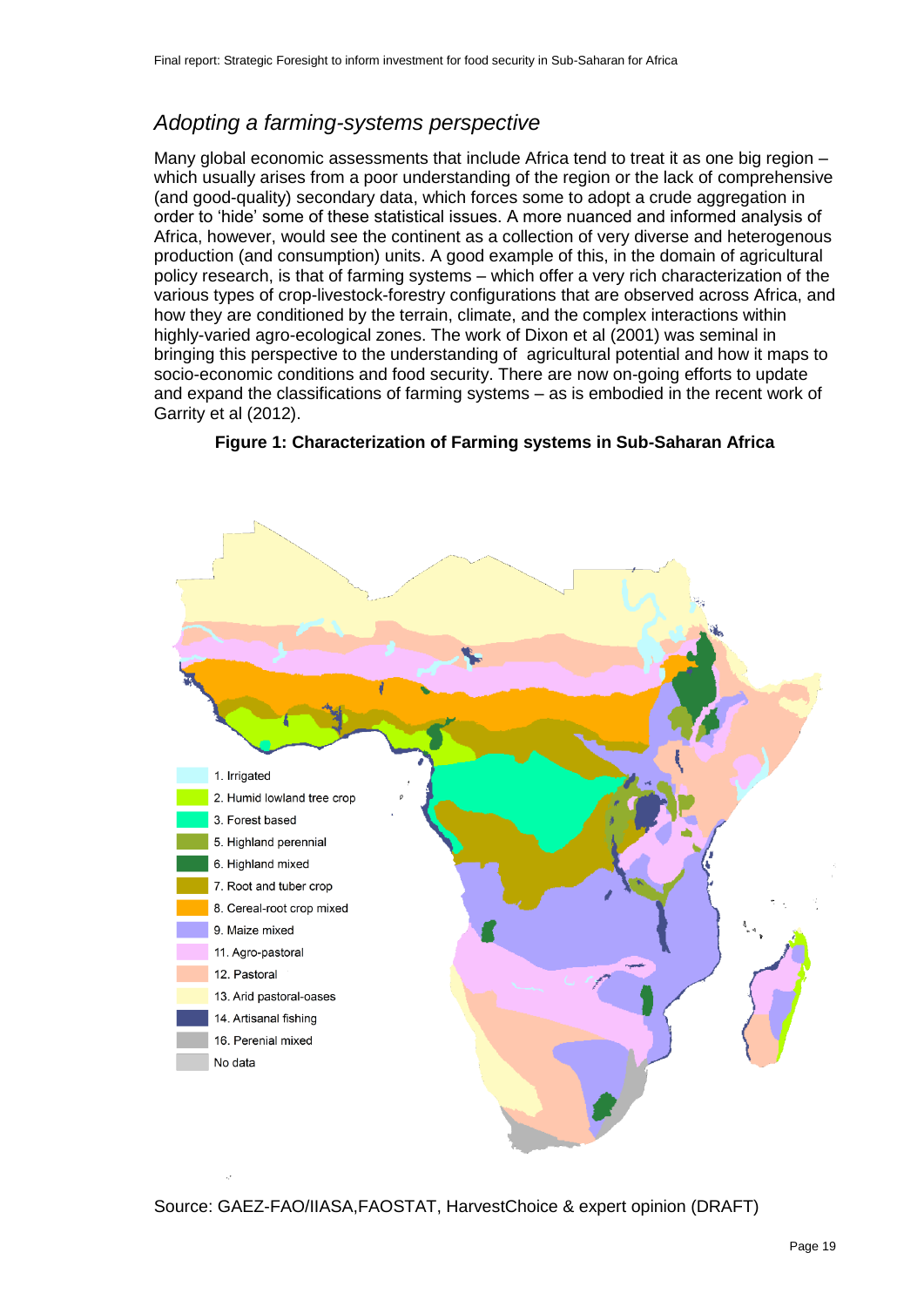## Adopting a farming-systems perspective

Many global economic assessments that include Africa tend to treat it as one big region – which usually arises from a poor understanding of the region or the lack of comprehensive (and good-quality) secondary data, which forces some to adopt a crude aggregation in order to 'hide' some of these statistical issues. A more nuanced and informed analysis of Africa, however, would see the continent as a collection of very diverse and heterogenous production (and consumption) units. A good example of this, in the domain of agricultural policy research, is that of farming systems – which offer a very rich characterization of the various types of crop-livestock-forestry configurations that are observed across Africa, and how they are conditioned by the terrain, climate, and the complex interactions within highly-varied agro-ecological zones. The work of Dixon et al (2001) was seminal in bringing this perspective to the understanding of agricultural potential and how it maps to socio-economic conditions and food security. There are now on-going efforts to update and expand the classifications of farming systems – as is embodied in the recent work of Garrity et al (2012).

**Figure 1: Characterization of Farming systems in Sub-Saharan Africa**

1. Irrigated
2. Humid lowland tree crop
3. Forest based
5. Highland perennial
6. Highland mixed
7. Root and tuber crop
8. Cereal-root crop mixed
9. Maize mixed
11. Agro-pastoral
12. Pastoral
13. Arid pastoral-oases
14. Artisanal fishing
16. Perenial mixed
No data

Source: GAEZ-FAO/IIASA,FAOSTAT, HarvestChoice & expert opinion (DRAFT)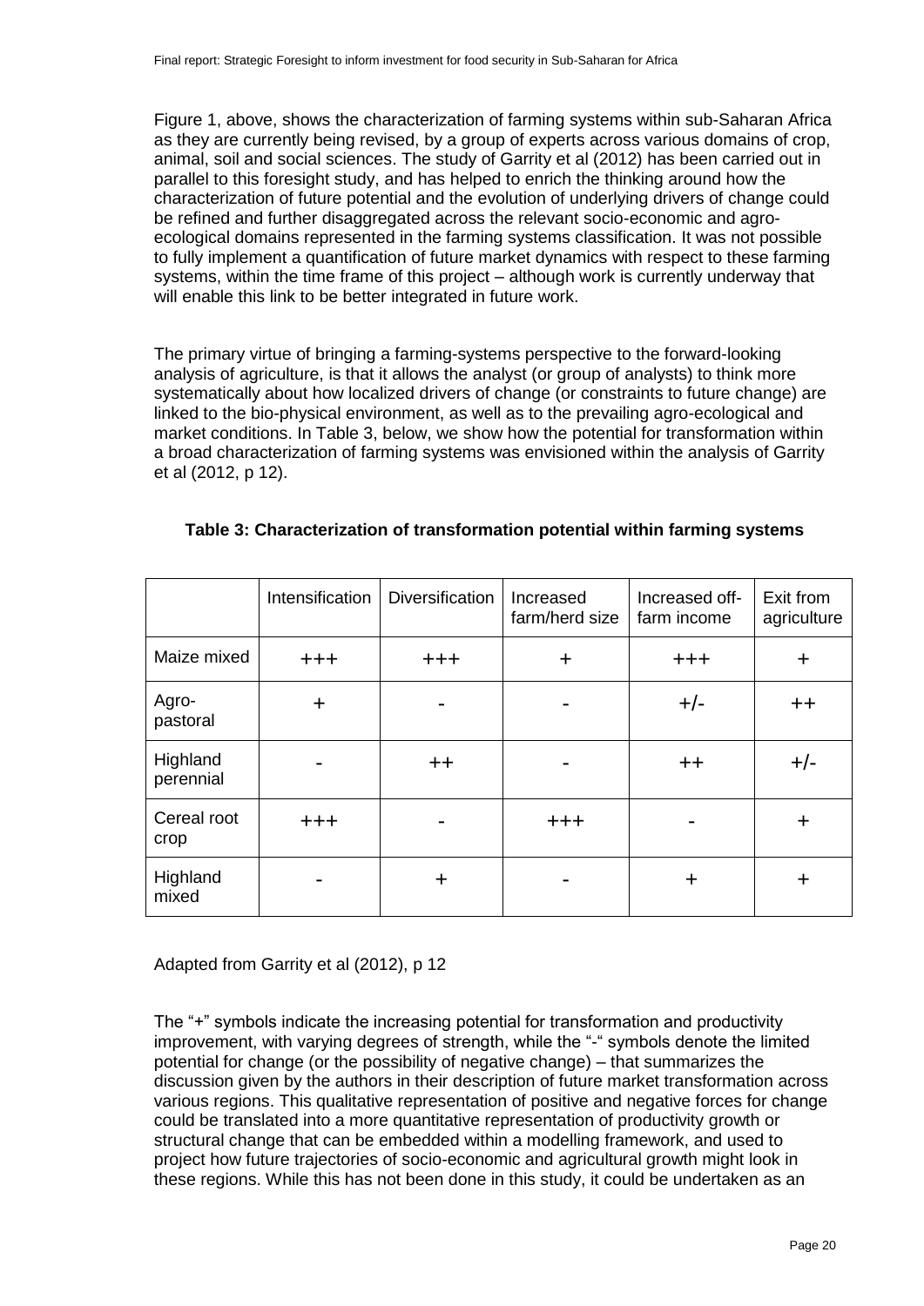Figure 1, above, shows the characterization of farming systems within sub-Saharan Africa as they are currently being revised, by a group of experts across various domains of crop, animal, soil and social sciences. The study of Garrity et al (2012) has been carried out in parallel to this foresight study, and has helped to enrich the thinking around how the characterization of future potential and the evolution of underlying drivers of change could be refined and further disaggregated across the relevant socio-economic and agro-ecological domains represented in the farming systems classification. It was not possible to fully implement a quantification of future market dynamics with respect to these farming systems, within the time frame of this project – although work is currently underway that will enable this link to be better integrated in future work.

The primary virtue of bringing a farming-systems perspective to the forward-looking analysis of agriculture, is that it allows the analyst (or group of analysts) to think more systematically about how localized drivers of change (or constraints to future change) are linked to the bio-physical environment, as well as to the prevailing agro-ecological and market conditions. In Table 3, below, we show how the potential for transformation within a broad characterization of farming systems was envisioned within the analysis of Garrity et al (2012, p 12).

**Table 3: Characterization of transformation potential within farming systems**

| | Intensification | Diversification | Increased farm/herd size | Increased off-farm income | Exit from agriculture |
|---|---|---|---|---|---|
| Maize mixed | +++ | +++ | + | +++ | + |
| Agro-pastoral | + | - | - | +/- | ++ |
| Highland perennial | - | ++ | - | ++ | +/- |
| Cereal root crop | +++ | - | +++ | - | + |
| Highland mixed | - | + | - | + | + |

Adapted from Garrity et al (2012), p 12

The "+" symbols indicate the increasing potential for transformation and productivity improvement, with varying degrees of strength, while the "-" symbols denote the limited potential for change (or the possibility of negative change) – that summarizes the discussion given by the authors in their description of future market transformation across various regions. This qualitative representation of positive and negative forces for change could be translated into a more quantitative representation of productivity growth or structural change that can be embedded within a modelling framework, and used to project how future trajectories of socio-economic and agricultural growth might look in these regions. While this has not been done in this study, it could be undertaken as an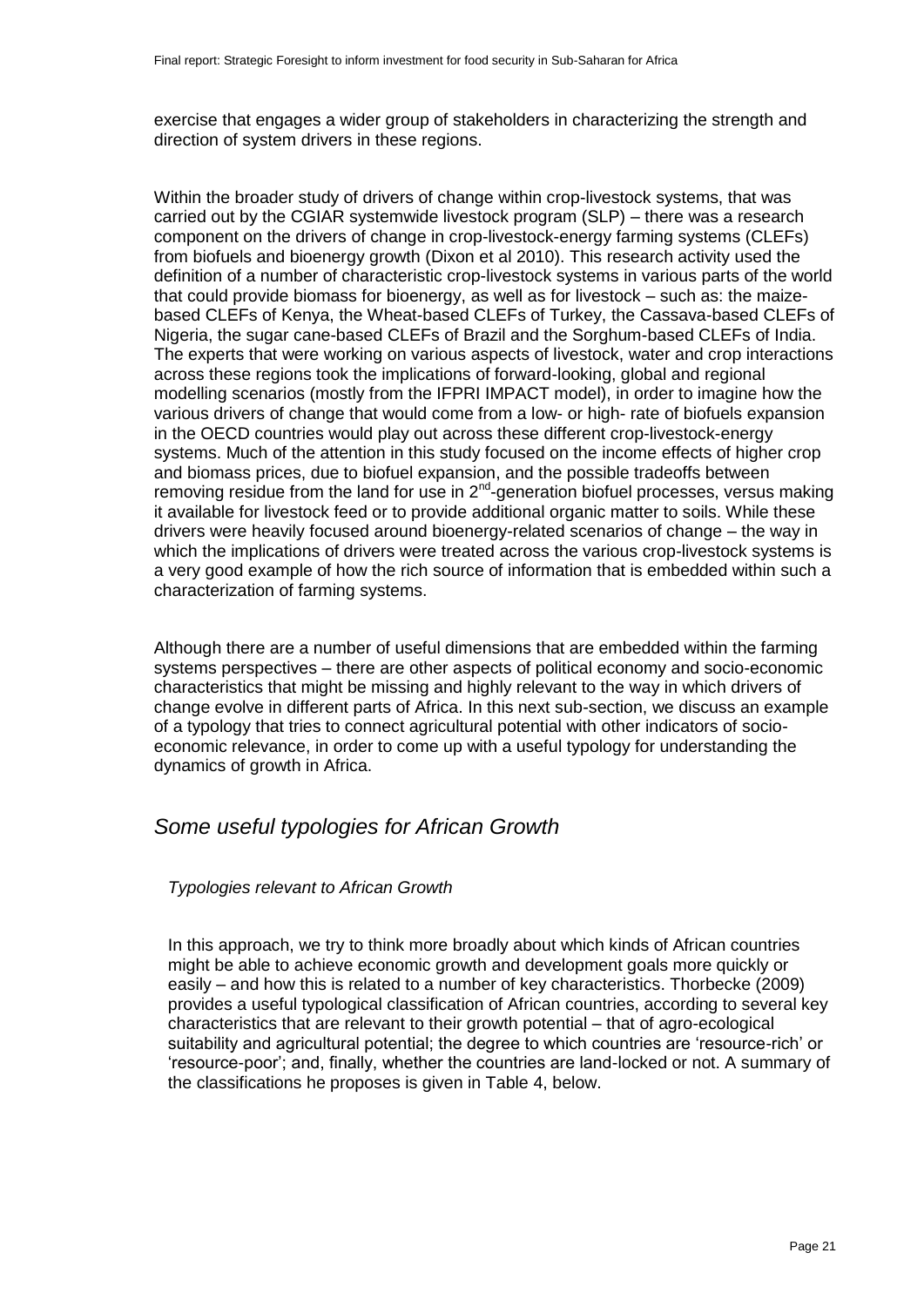exercise that engages a wider group of stakeholders in characterizing the strength and direction of system drivers in these regions.

Within the broader study of drivers of change within crop-livestock systems, that was carried out by the CGIAR systemwide livestock program (SLP) – there was a research component on the drivers of change in crop-livestock-energy farming systems (CLEFs) from biofuels and bioenergy growth (Dixon et al 2010). This research activity used the definition of a number of characteristic crop-livestock systems in various parts of the world that could provide biomass for bioenergy, as well as for livestock – such as: the maize-based CLEFs of Kenya, the Wheat-based CLEFs of Turkey, the Cassava-based CLEFs of Nigeria, the sugar cane-based CLEFs of Brazil and the Sorghum-based CLEFs of India. The experts that were working on various aspects of livestock, water and crop interactions across these regions took the implications of forward-looking, global and regional modelling scenarios (mostly from the IFPRI IMPACT model), in order to imagine how the various drivers of change that would come from a low- or high- rate of biofuels expansion in the OECD countries would play out across these different crop-livestock-energy systems. Much of the attention in this study focused on the income effects of higher crop and biomass prices, due to biofuel expansion, and the possible tradeoffs between removing residue from the land for use in 2$^{nd}$-generation biofuel processes, versus making it available for livestock feed or to provide additional organic matter to soils. While these drivers were heavily focused around bioenergy-related scenarios of change – the way in which the implications of drivers were treated across the various crop-livestock systems is a very good example of how the rich source of information that is embedded within such a characterization of farming systems.

Although there are a number of useful dimensions that are embedded within the farming systems perspectives – there are other aspects of political economy and socio-economic characteristics that might be missing and highly relevant to the way in which drivers of change evolve in different parts of Africa. In this next sub-section, we discuss an example of a typology that tries to connect agricultural potential with other indicators of socio-economic relevance, in order to come up with a useful typology for understanding the dynamics of growth in Africa.

## *Some useful typologies for African Growth*

### *Typologies relevant to African Growth*

In this approach, we try to think more broadly about which kinds of African countries might be able to achieve economic growth and development goals more quickly or easily – and how this is related to a number of key characteristics. Thorbecke (2009) provides a useful typological classification of African countries, according to several key characteristics that are relevant to their growth potential – that of agro-ecological suitability and agricultural potential; the degree to which countries are 'resource-rich' or 'resource-poor'; and, finally, whether the countries are land-locked or not. A summary of the classifications he proposes is given in Table 4, below.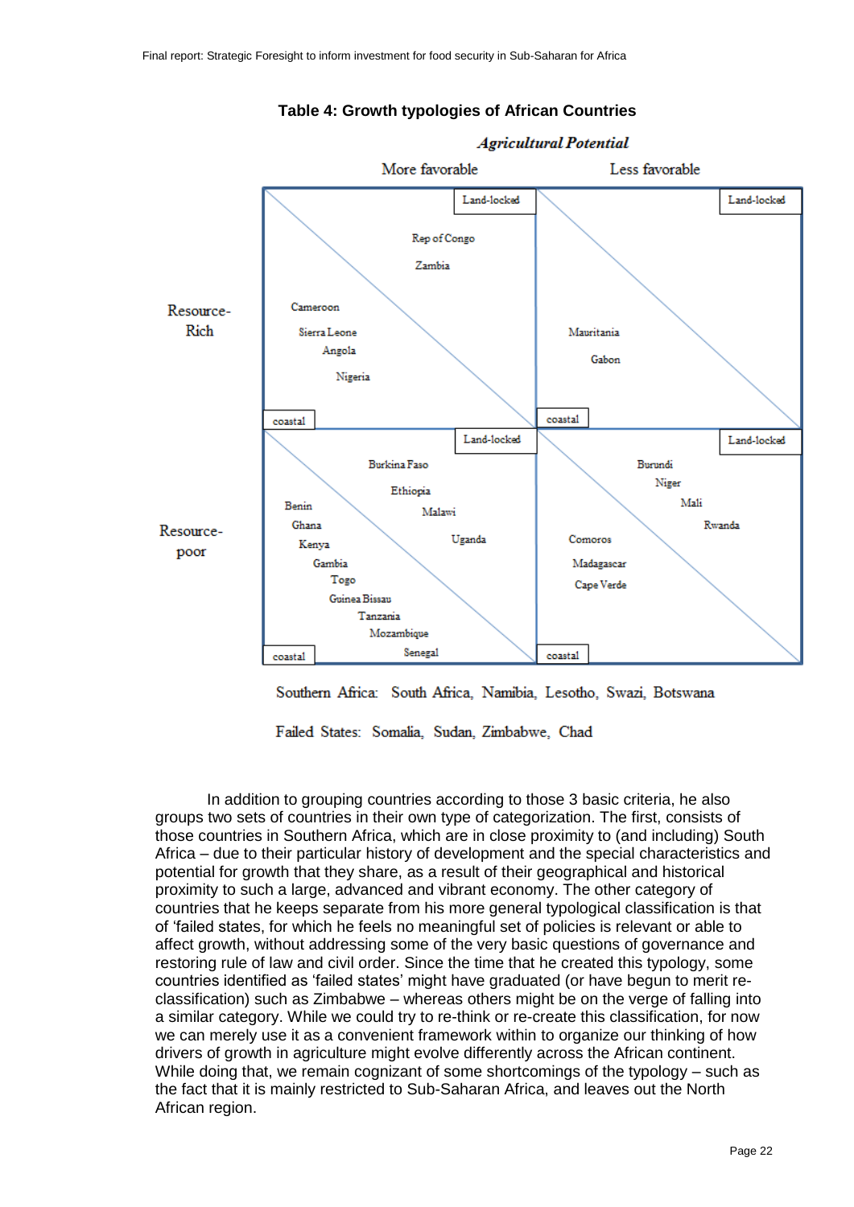**Table 4: Growth typologies of African Countries**

*Agricultural Potential*

More favorable

Less favorable

Resource-Rich

Land-locked

Rep of Congo

Zambia

Cameroon

Sierra Leone

Angola

Nigeria

coastal

Land-locked

Mauritania

Gabon

coastal

Resource-poor

Land-locked

Burkina Faso

Ethiopia

Malawi

Uganda

Benin

Ghana

Kenya

Gambia

Togo

Guinea Bissau

Tanzania

Mozambique

Senegal

coastal

Land-locked

Burundi

Niger

Mali

Rwanda

Comoros

Madagascar

Cape Verde

coastal

Southern Africa: South Africa, Namibia, Lesotho, Swazi, Botswana

Failed States: Somalia, Sudan, Zimbabwe, Chad

In addition to grouping countries according to those 3 basic criteria, he also groups two sets of countries in their own type of categorization. The first, consists of those countries in Southern Africa, which are in close proximity to (and including) South Africa – due to their particular history of development and the special characteristics and potential for growth that they share, as a result of their geographical and historical proximity to such a large, advanced and vibrant economy. The other category of countries that he keeps separate from his more general typological classification is that of 'failed states, for which he feels no meaningful set of policies is relevant or able to affect growth, without addressing some of the very basic questions of governance and restoring rule of law and civil order. Since the time that he created this typology, some countries identified as 'failed states' might have graduated (or have begun to merit re-classification) such as Zimbabwe – whereas others might be on the verge of falling into a similar category. While we could try to re-think or re-create this classification, for now we can merely use it as a convenient framework within to organize our thinking of how drivers of growth in agriculture might evolve differently across the African continent. While doing that, we remain cognizant of some shortcomings of the typology – such as the fact that it is mainly restricted to Sub-Saharan Africa, and leaves out the North African region.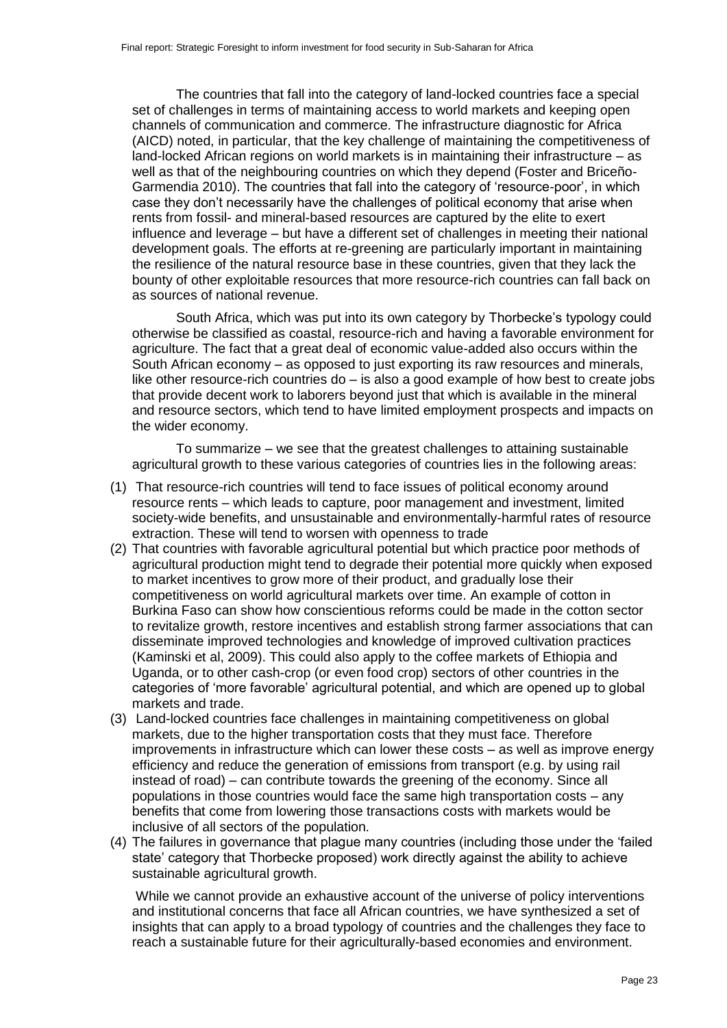The countries that fall into the category of land-locked countries face a special set of challenges in terms of maintaining access to world markets and keeping open channels of communication and commerce. The infrastructure diagnostic for Africa (AICD) noted, in particular, that the key challenge of maintaining the competitiveness of land-locked African regions on world markets is in maintaining their infrastructure – as well as that of the neighbouring countries on which they depend (Foster and Briceño-Garmendia 2010). The countries that fall into the category of 'resource-poor', in which case they don't necessarily have the challenges of political economy that arise when rents from fossil- and mineral-based resources are captured by the elite to exert influence and leverage – but have a different set of challenges in meeting their national development goals. The efforts at re-greening are particularly important in maintaining the resilience of the natural resource base in these countries, given that they lack the bounty of other exploitable resources that more resource-rich countries can fall back on as sources of national revenue.

South Africa, which was put into its own category by Thorbecke's typology could otherwise be classified as coastal, resource-rich and having a favorable environment for agriculture. The fact that a great deal of economic value-added also occurs within the South African economy – as opposed to just exporting its raw resources and minerals, like other resource-rich countries do – is also a good example of how best to create jobs that provide decent work to laborers beyond just that which is available in the mineral and resource sectors, which tend to have limited employment prospects and impacts on the wider economy.

To summarize – we see that the greatest challenges to attaining sustainable agricultural growth to these various categories of countries lies in the following areas:

(1) That resource-rich countries will tend to face issues of political economy around resource rents – which leads to capture, poor management and investment, limited society-wide benefits, and unsustainable and environmentally-harmful rates of resource extraction. These will tend to worsen with openness to trade
(2) That countries with favorable agricultural potential but which practice poor methods of agricultural production might tend to degrade their potential more quickly when exposed to market incentives to grow more of their product, and gradually lose their competitiveness on world agricultural markets over time. An example of cotton in Burkina Faso can show how conscientious reforms could be made in the cotton sector to revitalize growth, restore incentives and establish strong farmer associations that can disseminate improved technologies and knowledge of improved cultivation practices (Kaminski et al, 2009). This could also apply to the coffee markets of Ethiopia and Uganda, or to other cash-crop (or even food crop) sectors of other countries in the categories of 'more favorable' agricultural potential, and which are opened up to global markets and trade.
(3) Land-locked countries face challenges in maintaining competitiveness on global markets, due to the higher transportation costs that they must face. Therefore improvements in infrastructure which can lower these costs – as well as improve energy efficiency and reduce the generation of emissions from transport (e.g. by using rail instead of road) – can contribute towards the greening of the economy. Since all populations in those countries would face the same high transportation costs – any benefits that come from lowering those transactions costs with markets would be inclusive of all sectors of the population.
(4) The failures in governance that plague many countries (including those under the 'failed state' category that Thorbecke proposed) work directly against the ability to achieve sustainable agricultural growth.

While we cannot provide an exhaustive account of the universe of policy interventions and institutional concerns that face all African countries, we have synthesized a set of insights that can apply to a broad typology of countries and the challenges they face to reach a sustainable future for their agriculturally-based economies and environment.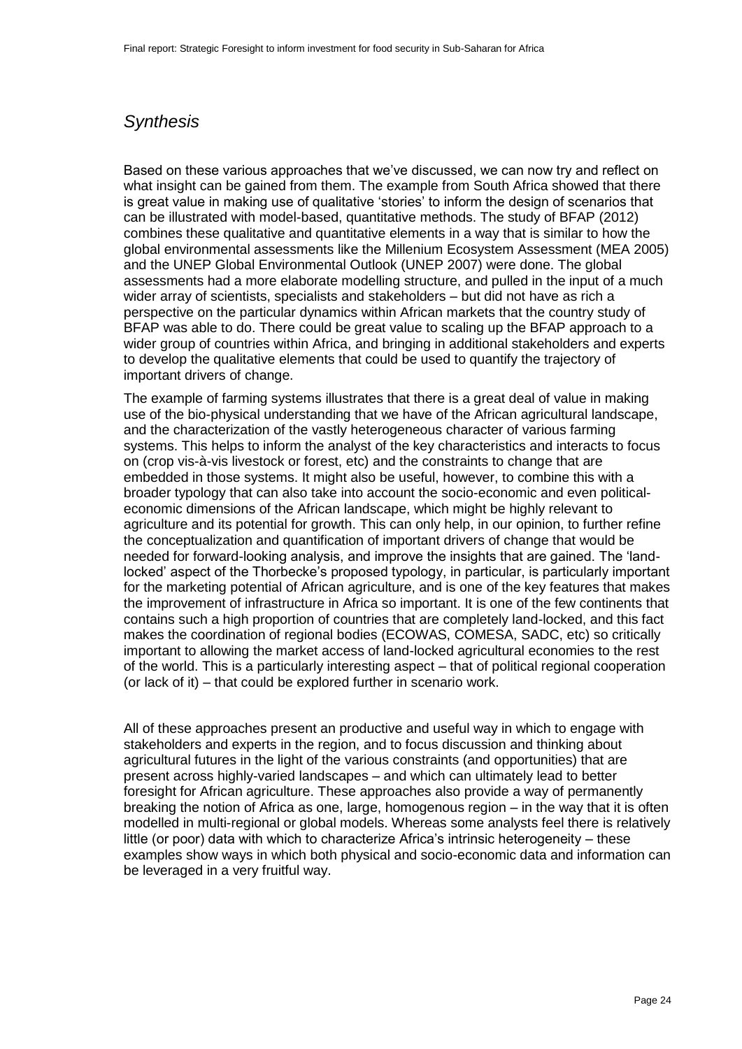## *Synthesis*

Based on these various approaches that we've discussed, we can now try and reflect on what insight can be gained from them. The example from South Africa showed that there is great value in making use of qualitative 'stories' to inform the design of scenarios that can be illustrated with model-based, quantitative methods. The study of BFAP (2012) combines these qualitative and quantitative elements in a way that is similar to how the global environmental assessments like the Millenium Ecosystem Assessment (MEA 2005) and the UNEP Global Environmental Outlook (UNEP 2007) were done. The global assessments had a more elaborate modelling structure, and pulled in the input of a much wider array of scientists, specialists and stakeholders – but did not have as rich a perspective on the particular dynamics within African markets that the country study of BFAP was able to do. There could be great value to scaling up the BFAP approach to a wider group of countries within Africa, and bringing in additional stakeholders and experts to develop the qualitative elements that could be used to quantify the trajectory of important drivers of change.

The example of farming systems illustrates that there is a great deal of value in making use of the bio-physical understanding that we have of the African agricultural landscape, and the characterization of the vastly heterogeneous character of various farming systems. This helps to inform the analyst of the key characteristics and interacts to focus on (crop vis-à-vis livestock or forest, etc) and the constraints to change that are embedded in those systems. It might also be useful, however, to combine this with a broader typology that can also take into account the socio-economic and even political-economic dimensions of the African landscape, which might be highly relevant to agriculture and its potential for growth. This can only help, in our opinion, to further refine the conceptualization and quantification of important drivers of change that would be needed for forward-looking analysis, and improve the insights that are gained. The 'land-locked' aspect of the Thorbecke's proposed typology, in particular, is particularly important for the marketing potential of African agriculture, and is one of the key features that makes the improvement of infrastructure in Africa so important. It is one of the few continents that contains such a high proportion of countries that are completely land-locked, and this fact makes the coordination of regional bodies (ECOWAS, COMESA, SADC, etc) so critically important to allowing the market access of land-locked agricultural economies to the rest of the world. This is a particularly interesting aspect – that of political regional cooperation (or lack of it) – that could be explored further in scenario work.

All of these approaches present an productive and useful way in which to engage with stakeholders and experts in the region, and to focus discussion and thinking about agricultural futures in the light of the various constraints (and opportunities) that are present across highly-varied landscapes – and which can ultimately lead to better foresight for African agriculture. These approaches also provide a way of permanently breaking the notion of Africa as one, large, homogenous region – in the way that it is often modelled in multi-regional or global models. Whereas some analysts feel there is relatively little (or poor) data with which to characterize Africa's intrinsic heterogeneity – these examples show ways in which both physical and socio-economic data and information can be leveraged in a very fruitful way.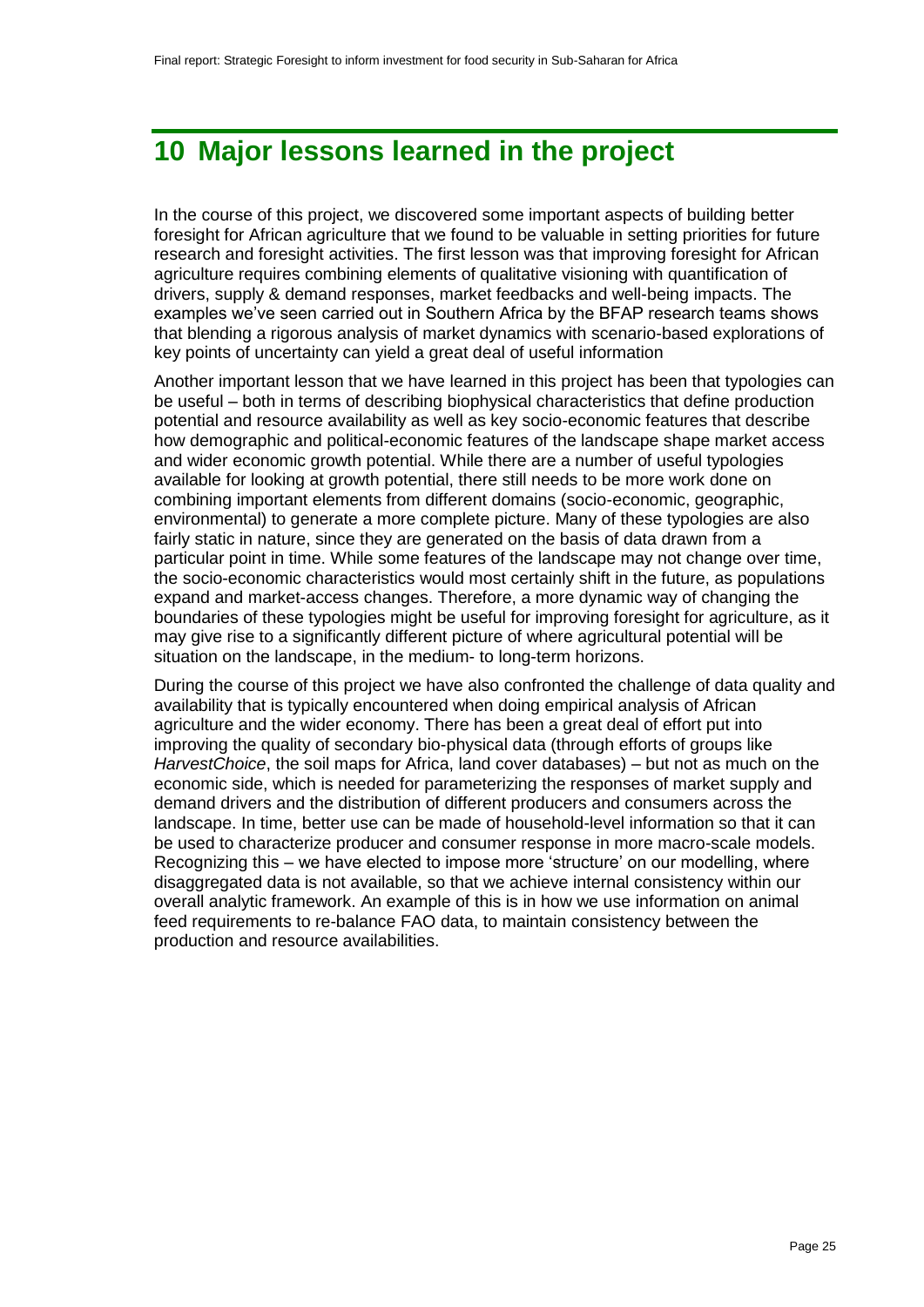# 10 Major lessons learned in the project

In the course of this project, we discovered some important aspects of building better foresight for African agriculture that we found to be valuable in setting priorities for future research and foresight activities. The first lesson was that improving foresight for African agriculture requires combining elements of qualitative visioning with quantification of drivers, supply & demand responses, market feedbacks and well-being impacts. The examples we've seen carried out in Southern Africa by the BFAP research teams shows that blending a rigorous analysis of market dynamics with scenario-based explorations of key points of uncertainty can yield a great deal of useful information

Another important lesson that we have learned in this project has been that typologies can be useful – both in terms of describing biophysical characteristics that define production potential and resource availability as well as key socio-economic features that describe how demographic and political-economic features of the landscape shape market access and wider economic growth potential. While there are a number of useful typologies available for looking at growth potential, there still needs to be more work done on combining important elements from different domains (socio-economic, geographic, environmental) to generate a more complete picture. Many of these typologies are also fairly static in nature, since they are generated on the basis of data drawn from a particular point in time. While some features of the landscape may not change over time, the socio-economic characteristics would most certainly shift in the future, as populations expand and market-access changes. Therefore, a more dynamic way of changing the boundaries of these typologies might be useful for improving foresight for agriculture, as it may give rise to a significantly different picture of where agricultural potential will be situation on the landscape, in the medium- to long-term horizons.

During the course of this project we have also confronted the challenge of data quality and availability that is typically encountered when doing empirical analysis of African agriculture and the wider economy. There has been a great deal of effort put into improving the quality of secondary bio-physical data (through efforts of groups like *HarvestChoice*, the soil maps for Africa, land cover databases) – but not as much on the economic side, which is needed for parameterizing the responses of market supply and demand drivers and the distribution of different producers and consumers across the landscape. In time, better use can be made of household-level information so that it can be used to characterize producer and consumer response in more macro-scale models. Recognizing this – we have elected to impose more 'structure' on our modelling, where disaggregated data is not available, so that we achieve internal consistency within our overall analytic framework. An example of this is in how we use information on animal feed requirements to re-balance FAO data, to maintain consistency between the production and resource availabilities.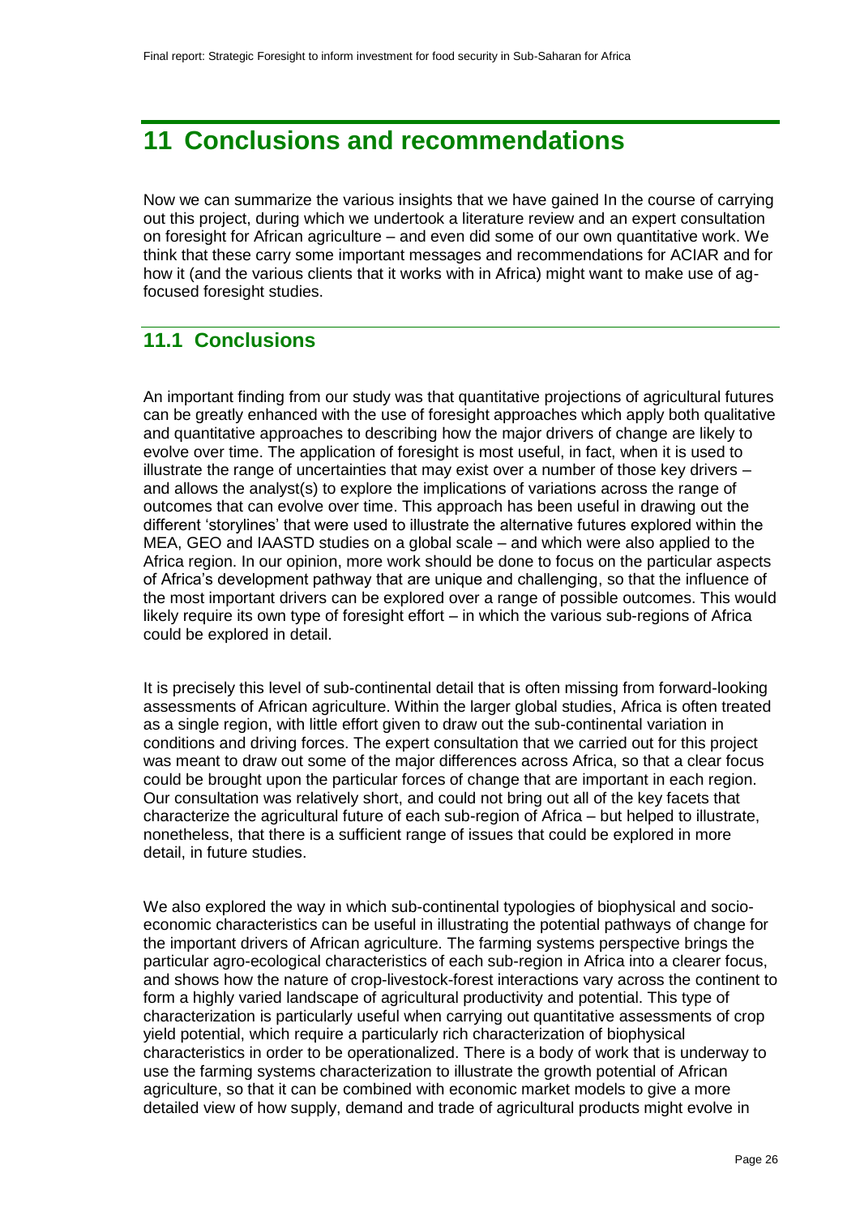# 11 Conclusions and recommendations

Now we can summarize the various insights that we have gained In the course of carrying out this project, during which we undertook a literature review and an expert consultation on foresight for African agriculture – and even did some of our own quantitative work. We think that these carry some important messages and recommendations for ACIAR and for how it (and the various clients that it works with in Africa) might want to make use of ag-focused foresight studies.

## 11.1 Conclusions

An important finding from our study was that quantitative projections of agricultural futures can be greatly enhanced with the use of foresight approaches which apply both qualitative and quantitative approaches to describing how the major drivers of change are likely to evolve over time. The application of foresight is most useful, in fact, when it is used to illustrate the range of uncertainties that may exist over a number of those key drivers – and allows the analyst(s) to explore the implications of variations across the range of outcomes that can evolve over time. This approach has been useful in drawing out the different 'storylines' that were used to illustrate the alternative futures explored within the MEA, GEO and IAASTD studies on a global scale – and which were also applied to the Africa region. In our opinion, more work should be done to focus on the particular aspects of Africa's development pathway that are unique and challenging, so that the influence of the most important drivers can be explored over a range of possible outcomes. This would likely require its own type of foresight effort – in which the various sub-regions of Africa could be explored in detail.

It is precisely this level of sub-continental detail that is often missing from forward-looking assessments of African agriculture. Within the larger global studies, Africa is often treated as a single region, with little effort given to draw out the sub-continental variation in conditions and driving forces. The expert consultation that we carried out for this project was meant to draw out some of the major differences across Africa, so that a clear focus could be brought upon the particular forces of change that are important in each region. Our consultation was relatively short, and could not bring out all of the key facets that characterize the agricultural future of each sub-region of Africa – but helped to illustrate, nonetheless, that there is a sufficient range of issues that could be explored in more detail, in future studies.

We also explored the way in which sub-continental typologies of biophysical and socio-economic characteristics can be useful in illustrating the potential pathways of change for the important drivers of African agriculture. The farming systems perspective brings the particular agro-ecological characteristics of each sub-region in Africa into a clearer focus, and shows how the nature of crop-livestock-forest interactions vary across the continent to form a highly varied landscape of agricultural productivity and potential. This type of characterization is particularly useful when carrying out quantitative assessments of crop yield potential, which require a particularly rich characterization of biophysical characteristics in order to be operationalized. There is a body of work that is underway to use the farming systems characterization to illustrate the growth potential of African agriculture, so that it can be combined with economic market models to give a more detailed view of how supply, demand and trade of agricultural products might evolve in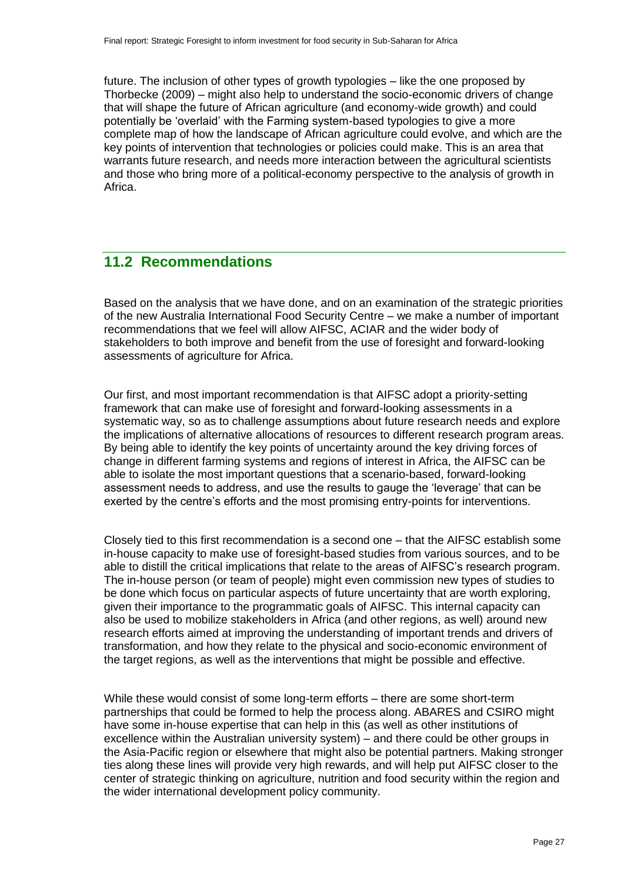future. The inclusion of other types of growth typologies – like the one proposed by Thorbecke (2009) – might also help to understand the socio-economic drivers of change that will shape the future of African agriculture (and economy-wide growth) and could potentially be 'overlaid' with the Farming system-based typologies to give a more complete map of how the landscape of African agriculture could evolve, and which are the key points of intervention that technologies or policies could make. This is an area that warrants future research, and needs more interaction between the agricultural scientists and those who bring more of a political-economy perspective to the analysis of growth in Africa.

## 11.2 Recommendations

Based on the analysis that we have done, and on an examination of the strategic priorities of the new Australia International Food Security Centre – we make a number of important recommendations that we feel will allow AIFSC, ACIAR and the wider body of stakeholders to both improve and benefit from the use of foresight and forward-looking assessments of agriculture for Africa.

Our first, and most important recommendation is that AIFSC adopt a priority-setting framework that can make use of foresight and forward-looking assessments in a systematic way, so as to challenge assumptions about future research needs and explore the implications of alternative allocations of resources to different research program areas. By being able to identify the key points of uncertainty around the key driving forces of change in different farming systems and regions of interest in Africa, the AIFSC can be able to isolate the most important questions that a scenario-based, forward-looking assessment needs to address, and use the results to gauge the 'leverage' that can be exerted by the centre's efforts and the most promising entry-points for interventions.

Closely tied to this first recommendation is a second one – that the AIFSC establish some in-house capacity to make use of foresight-based studies from various sources, and to be able to distill the critical implications that relate to the areas of AIFSC's research program. The in-house person (or team of people) might even commission new types of studies to be done which focus on particular aspects of future uncertainty that are worth exploring, given their importance to the programmatic goals of AIFSC. This internal capacity can also be used to mobilize stakeholders in Africa (and other regions, as well) around new research efforts aimed at improving the understanding of important trends and drivers of transformation, and how they relate to the physical and socio-economic environment of the target regions, as well as the interventions that might be possible and effective.

While these would consist of some long-term efforts – there are some short-term partnerships that could be formed to help the process along. ABARES and CSIRO might have some in-house expertise that can help in this (as well as other institutions of excellence within the Australian university system) – and there could be other groups in the Asia-Pacific region or elsewhere that might also be potential partners. Making stronger ties along these lines will provide very high rewards, and will help put AIFSC closer to the center of strategic thinking on agriculture, nutrition and food security within the region and the wider international development policy community.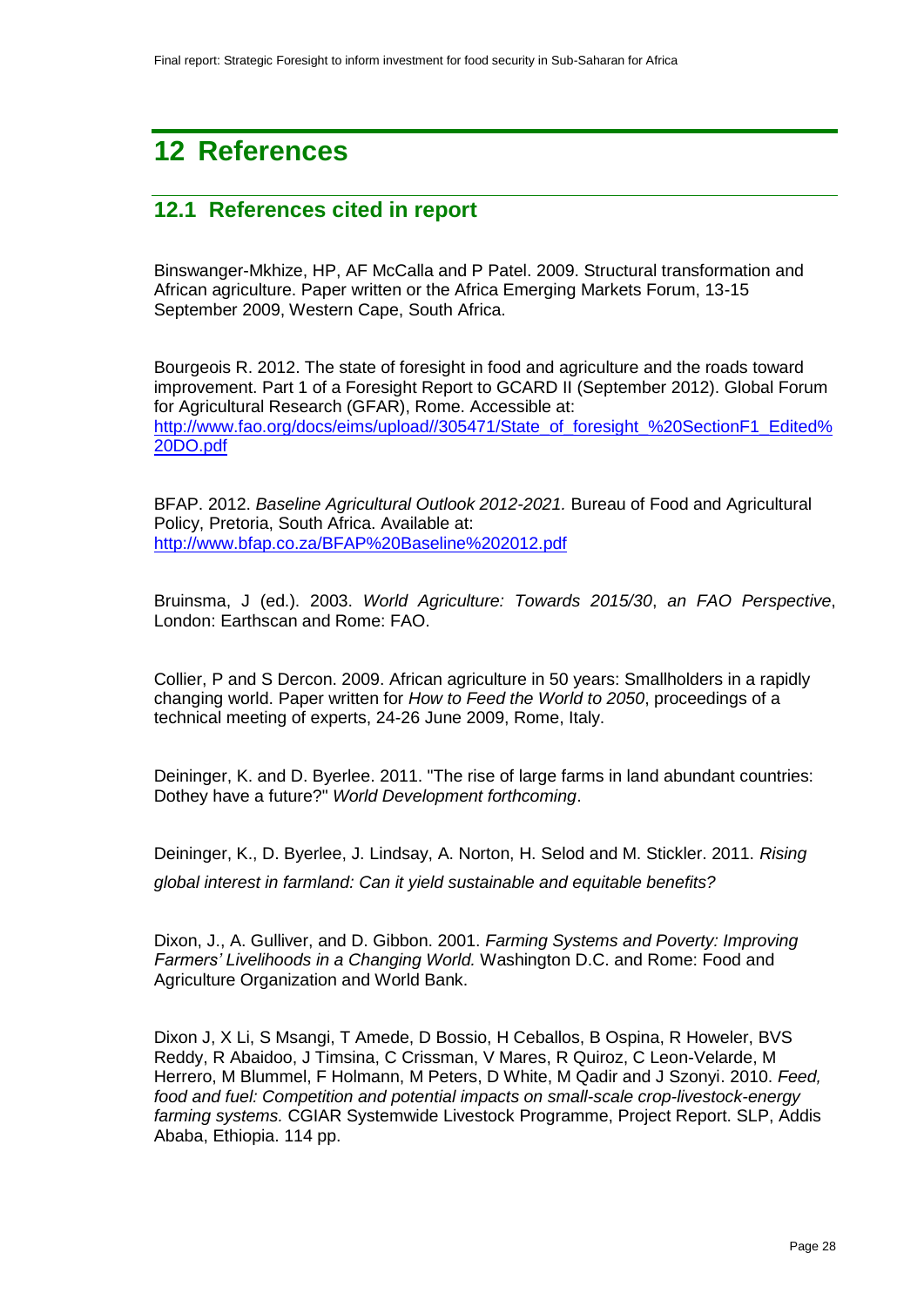# 12 References

## 12.1 References cited in report

Binswanger-Mkhize, HP, AF McCalla and P Patel. 2009. Structural transformation and African agriculture. Paper written or the Africa Emerging Markets Forum, 13-15 September 2009, Western Cape, South Africa.

Bourgeois R. 2012. The state of foresight in food and agriculture and the roads toward improvement. Part 1 of a Foresight Report to GCARD II (September 2012). Global Forum for Agricultural Research (GFAR), Rome. Accessible at: http://www.fao.org/docs/eims/upload//305471/State_of_foresight_%20SectionF1_Edited%20DO.pdf

BFAP. 2012. *Baseline Agricultural Outlook 2012-2021.* Bureau of Food and Agricultural Policy, Pretoria, South Africa. Available at: http://www.bfap.co.za/BFAP%20Baseline%202012.pdf

Bruinsma, J (ed.). 2003. *World Agriculture: Towards 2015/30*, *an FAO Perspective*, London: Earthscan and Rome: FAO.

Collier, P and S Dercon. 2009. African agriculture in 50 years: Smallholders in a rapidly changing world. Paper written for *How to Feed the World to 2050*, proceedings of a technical meeting of experts, 24-26 June 2009, Rome, Italy.

Deininger, K. and D. Byerlee. 2011. "The rise of large farms in land abundant countries: Dothey have a future?" *World Development forthcoming*.

Deininger, K., D. Byerlee, J. Lindsay, A. Norton, H. Selod and M. Stickler. 2011. *Rising global interest in farmland: Can it yield sustainable and equitable benefits?*

Dixon, J., A. Gulliver, and D. Gibbon. 2001. *Farming Systems and Poverty: Improving Farmers' Livelihoods in a Changing World.* Washington D.C. and Rome: Food and Agriculture Organization and World Bank.

Dixon J, X Li, S Msangi, T Amede, D Bossio, H Ceballos, B Ospina, R Howeler, BVS Reddy, R Abaidoo, J Timsina, C Crissman, V Mares, R Quiroz, C Leon-Velarde, M Herrero, M Blummel, F Holmann, M Peters, D White, M Qadir and J Szonyi. 2010. *Feed, food and fuel: Competition and potential impacts on small-scale crop-livestock-energy farming systems.* CGIAR Systemwide Livestock Programme, Project Report. SLP, Addis Ababa, Ethiopia. 114 pp.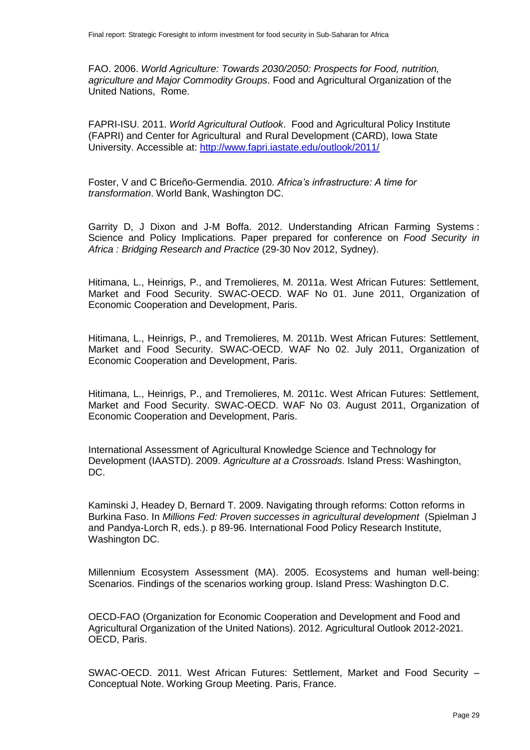FAO. 2006. *World Agriculture: Towards 2030/2050: Prospects for Food, nutrition, agriculture and Major Commodity Groups*. Food and Agricultural Organization of the United Nations, Rome.

FAPRI-ISU. 2011. *World Agricultural Outlook*. Food and Agricultural Policy Institute (FAPRI) and Center for Agricultural and Rural Development (CARD), Iowa State University. Accessible at: http://www.fapri.iastate.edu/outlook/2011/

Foster, V and C Briceño-Germendia. 2010. *Africa's infrastructure: A time for transformation*. World Bank, Washington DC.

Garrity D, J Dixon and J-M Boffa. 2012. Understanding African Farming Systems : Science and Policy Implications. Paper prepared for conference on *Food Security in Africa : Bridging Research and Practice* (29-30 Nov 2012, Sydney).

Hitimana, L., Heinrigs, P., and Tremolieres, M. 2011a. West African Futures: Settlement, Market and Food Security. SWAC-OECD. WAF No 01. June 2011, Organization of Economic Cooperation and Development, Paris.

Hitimana, L., Heinrigs, P., and Tremolieres, M. 2011b. West African Futures: Settlement, Market and Food Security. SWAC-OECD. WAF No 02. July 2011, Organization of Economic Cooperation and Development, Paris.

Hitimana, L., Heinrigs, P., and Tremolieres, M. 2011c. West African Futures: Settlement, Market and Food Security. SWAC-OECD. WAF No 03. August 2011, Organization of Economic Cooperation and Development, Paris.

International Assessment of Agricultural Knowledge Science and Technology for Development (IAASTD). 2009. *Agriculture at a Crossroads*. Island Press: Washington, DC.

Kaminski J, Headey D, Bernard T. 2009. Navigating through reforms: Cotton reforms in Burkina Faso. In *Millions Fed: Proven successes in agricultural development* (Spielman J and Pandya-Lorch R, eds.). p 89-96. International Food Policy Research Institute, Washington DC.

Millennium Ecosystem Assessment (MA). 2005. Ecosystems and human well-being: Scenarios. Findings of the scenarios working group. Island Press: Washington D.C.

OECD-FAO (Organization for Economic Cooperation and Development and Food and Agricultural Organization of the United Nations). 2012. Agricultural Outlook 2012-2021. OECD, Paris.

SWAC-OECD. 2011. West African Futures: Settlement, Market and Food Security – Conceptual Note. Working Group Meeting. Paris, France.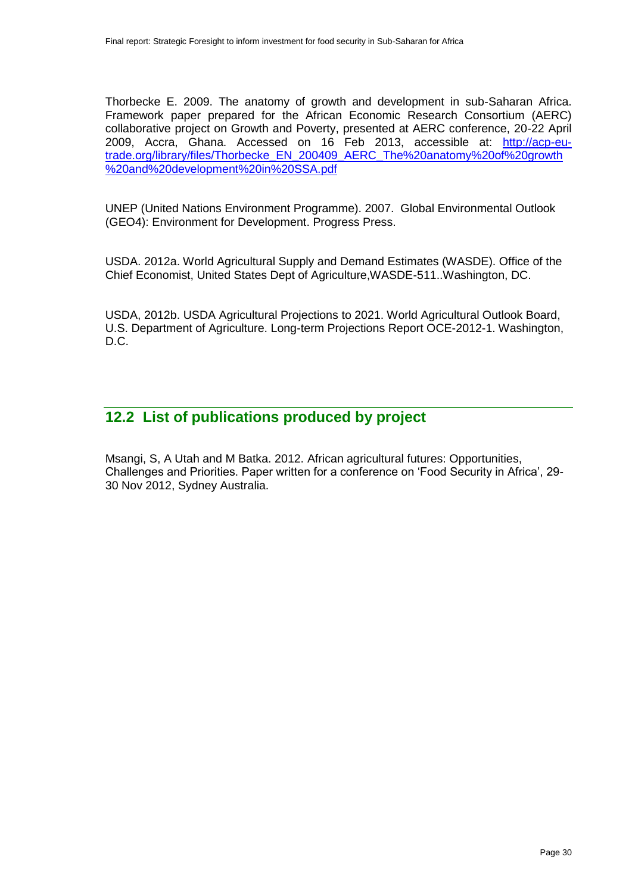Thorbecke E. 2009. The anatomy of growth and development in sub-Saharan Africa. Framework paper prepared for the African Economic Research Consortium (AERC) collaborative project on Growth and Poverty, presented at AERC conference, 20-22 April 2009, Accra, Ghana. Accessed on 16 Feb 2013, accessible at: [http://acp-eu-trade.org/library/files/Thorbecke_EN_200409_AERC_The%20anatomy%20of%20growth%20and%20development%20in%20SSA.pdf](http://acp-eu-trade.org/library/files/Thorbecke_EN_200409_AERC_The%20anatomy%20of%20growth%20and%20development%20in%20SSA.pdf)

UNEP (United Nations Environment Programme). 2007. Global Environmental Outlook (GEO4): Environment for Development. Progress Press.

USDA. 2012a. World Agricultural Supply and Demand Estimates (WASDE). Office of the Chief Economist, United States Dept of Agriculture,WASDE-511..Washington, DC.

USDA, 2012b. USDA Agricultural Projections to 2021. World Agricultural Outlook Board, U.S. Department of Agriculture. Long-term Projections Report OCE-2012-1. Washington, D.C.

## 12.2 List of publications produced by project

Msangi, S, A Utah and M Batka. 2012. African agricultural futures: Opportunities, Challenges and Priorities. Paper written for a conference on 'Food Security in Africa', 29-30 Nov 2012, Sydney Australia.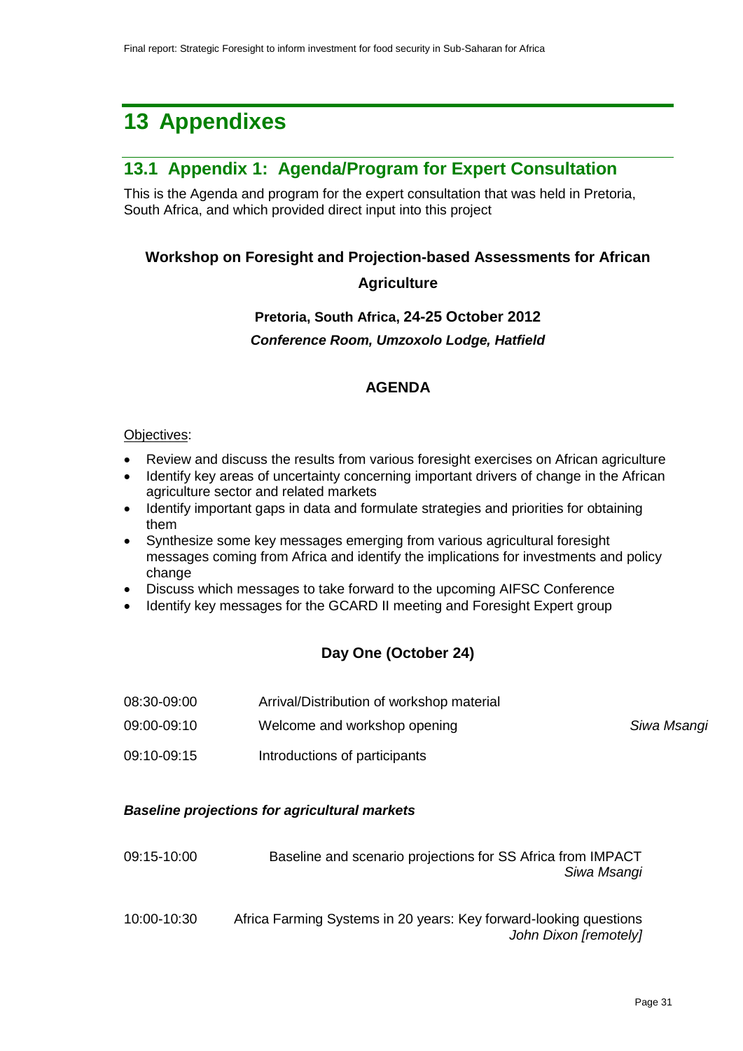# 13 Appendixes

## 13.1 Appendix 1: Agenda/Program for Expert Consultation

This is the Agenda and program for the expert consultation that was held in Pretoria, South Africa, and which provided direct input into this project

**Workshop on Foresight and Projection-based Assessments for African Agriculture**

**Pretoria, South Africa, 24-25 October 2012**

***Conference Room, Umzoxolo Lodge, Hatfield***

**AGENDA**

Objectives:

- Review and discuss the results from various foresight exercises on African agriculture
- Identify key areas of uncertainty concerning important drivers of change in the African agriculture sector and related markets
- Identify important gaps in data and formulate strategies and priorities for obtaining them
- Synthesize some key messages emerging from various agricultural foresight messages coming from Africa and identify the implications for investments and policy change
- Discuss which messages to take forward to the upcoming AIFSC Conference
- Identify key messages for the GCARD II meeting and Foresight Expert group

**Day One (October 24)**

| | | |
|---|---|---|
| 08:30-09:00 | Arrival/Distribution of workshop material | |
| 09:00-09:10 | Welcome and workshop opening | *Siwa Msangi* |
| 09:10-09:15 | Introductions of participants | |

***Baseline projections for agricultural markets***

| | | |
|---|---|---|
| 09:15-10:00 | Baseline and scenario projections for SS Africa from IMPACT | *Siwa Msangi* |
| 10:00-10:30 | Africa Farming Systems in 20 years: Key forward-looking questions | *John Dixon [remotely]* |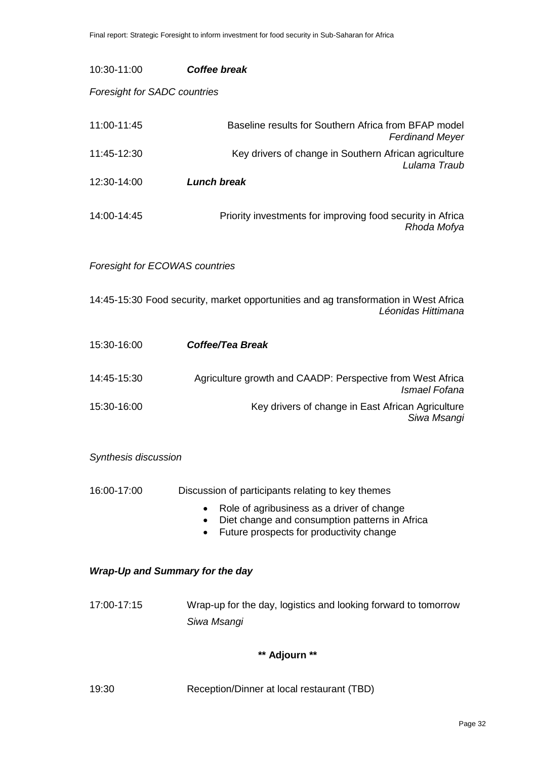10:30-11:00 ***Coffee break***

*Foresight for SADC countries*

11:00-11:45 Baseline results for Southern Africa from BFAP model
*Ferdinand Meyer*

11:45-12:30 Key drivers of change in Southern African agriculture
*Lulama Traub*

12:30-14:00 ***Lunch break***

14:00-14:45 Priority investments for improving food security in Africa
*Rhoda Mofya*

*Foresight for ECOWAS countries*

14:45-15:30 Food security, market opportunities and ag transformation in West Africa
*Léonidas Hittimana*

15:30-16:00 ***Coffee/Tea Break***

14:45-15:30 Agriculture growth and CAADP: Perspective from West Africa
*Ismael Fofana*

15:30-16:00 Key drivers of change in East African Agriculture
*Siwa Msangi*

*Synthesis discussion*

16:00-17:00 Discussion of participants relating to key themes

- Role of agribusiness as a driver of change
- Diet change and consumption patterns in Africa
- Future prospects for productivity change

***Wrap-Up and Summary for the day***

17:00-17:15 Wrap-up for the day, logistics and looking forward to tomorrow
*Siwa Msangi*

**\*\* Adjourn \*\***

19:30 Reception/Dinner at local restaurant (TBD)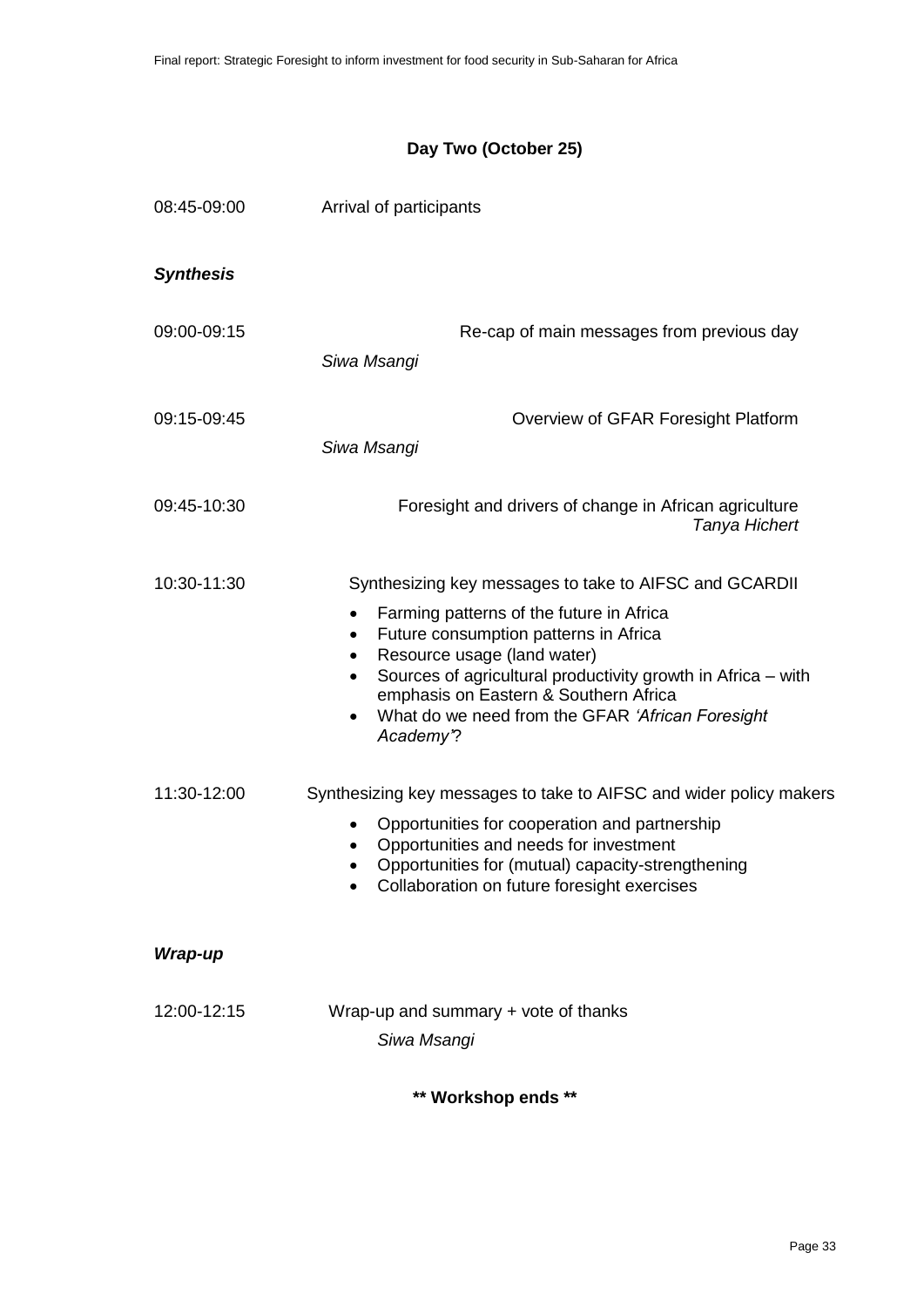**Day Two (October 25)**

08:45-09:00 Arrival of participants

***Synthesis***

09:00-09:15 Re-cap of main messages from previous day
*Siwa Msangi*

09:15-09:45 Overview of GFAR Foresight Platform
*Siwa Msangi*

09:45-10:30 Foresight and drivers of change in African agriculture
*Tanya Hichert*

10:30-11:30 Synthesizing key messages to take to AIFSC and GCARDII

- Farming patterns of the future in Africa
- Future consumption patterns in Africa
- Resource usage (land water)
- Sources of agricultural productivity growth in Africa – with emphasis on Eastern & Southern Africa
- What do we need from the GFAR *'African Foresight Academy'*?

11:30-12:00 Synthesizing key messages to take to AIFSC and wider policy makers

- Opportunities for cooperation and partnership
- Opportunities and needs for investment
- Opportunities for (mutual) capacity-strengthening
- Collaboration on future foresight exercises

***Wrap-up***

12:00-12:15 Wrap-up and summary + vote of thanks
*Siwa Msangi*

**** Workshop ends ****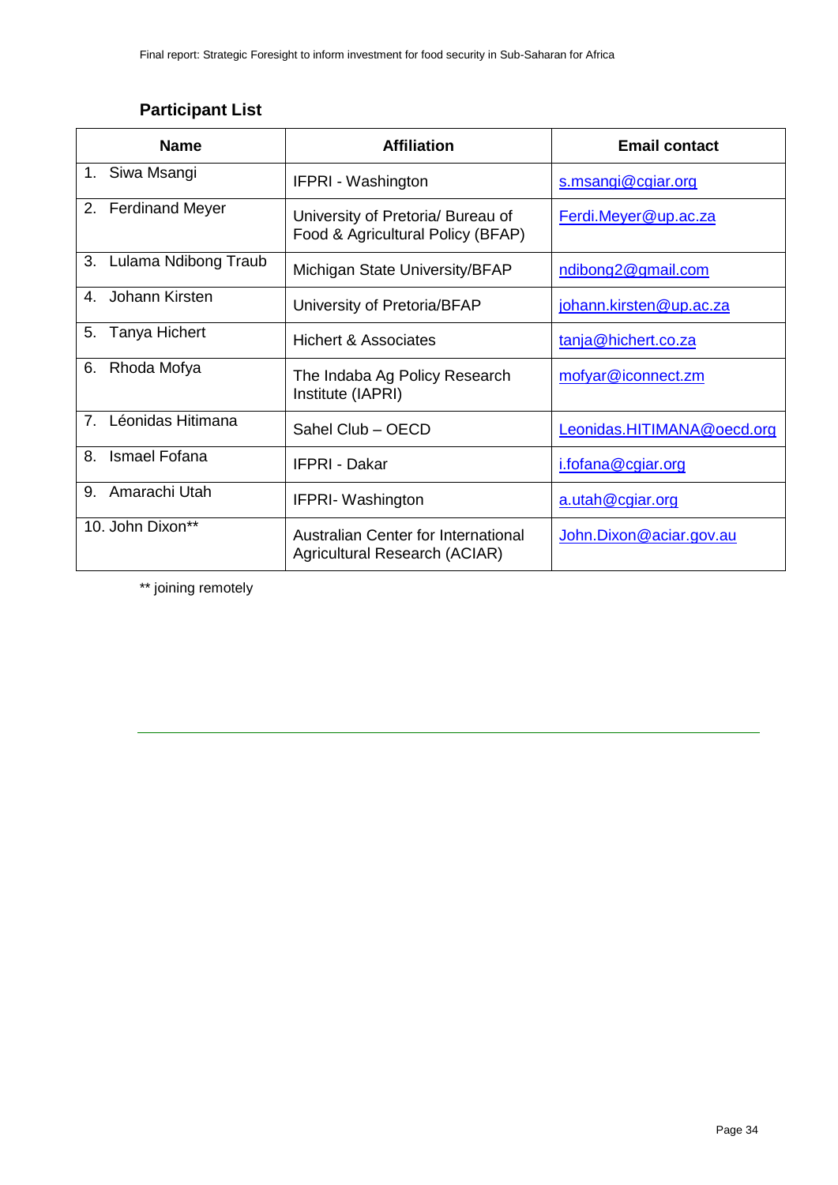## Participant List

| Name | Affiliation | Email contact |
| --- | --- | --- |
| 1. Siwa Msangi | IFPRI - Washington | s.msangi@cgiar.org |
| 2. Ferdinand Meyer | University of Pretoria/ Bureau of Food & Agricultural Policy (BFAP) | Ferdi.Meyer@up.ac.za |
| 3. Lulama Ndibong Traub | Michigan State University/BFAP | ndibong2@gmail.com |
| 4. Johann Kirsten | University of Pretoria/BFAP | johann.kirsten@up.ac.za |
| 5. Tanya Hichert | Hichert & Associates | tanja@hichert.co.za |
| 6. Rhoda Mofya | The Indaba Ag Policy Research Institute (IAPRI) | mofyar@iconnect.zm |
| 7. Léonidas Hitimana | Sahel Club – OECD | Leonidas.HITIMANA@oecd.org |
| 8. Ismael Fofana | IFPRI - Dakar | i.fofana@cgiar.org |
| 9. Amarachi Utah | IFPRI- Washington | a.utah@cgiar.org |
| 10. John Dixon** | Australian Center for International Agricultural Research (ACIAR) | John.Dixon@aciar.gov.au |

** joining remotely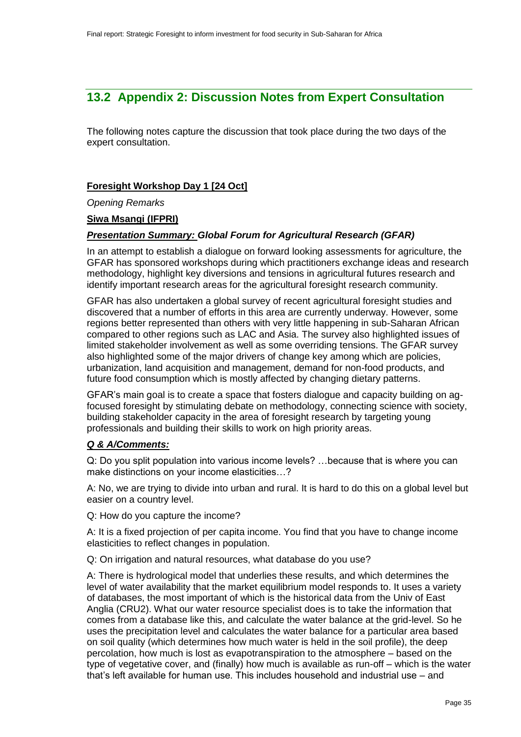## 13.2 Appendix 2: Discussion Notes from Expert Consultation

The following notes capture the discussion that took place during the two days of the expert consultation.

**Foresight Workshop Day 1 [24 Oct]**

*Opening Remarks*

**Siwa Msangi (IFPRI)**

***Presentation Summary: Global Forum for Agricultural Research (GFAR)***

In an attempt to establish a dialogue on forward looking assessments for agriculture, the GFAR has sponsored workshops during which practitioners exchange ideas and research methodology, highlight key diversions and tensions in agricultural futures research and identify important research areas for the agricultural foresight research community.

GFAR has also undertaken a global survey of recent agricultural foresight studies and discovered that a number of efforts in this area are currently underway. However, some regions better represented than others with very little happening in sub-Saharan African compared to other regions such as LAC and Asia. The survey also highlighted issues of limited stakeholder involvement as well as some overriding tensions. The GFAR survey also highlighted some of the major drivers of change key among which are policies, urbanization, land acquisition and management, demand for non-food products, and future food consumption which is mostly affected by changing dietary patterns.

GFAR's main goal is to create a space that fosters dialogue and capacity building on ag-focused foresight by stimulating debate on methodology, connecting science with society, building stakeholder capacity in the area of foresight research by targeting young professionals and building their skills to work on high priority areas.

***Q & A/Comments:***

Q: Do you split population into various income levels? …because that is where you can make distinctions on your income elasticities…?

A: No, we are trying to divide into urban and rural. It is hard to do this on a global level but easier on a country level.

Q: How do you capture the income?

A: It is a fixed projection of per capita income. You find that you have to change income elasticities to reflect changes in population.

Q: On irrigation and natural resources, what database do you use?

A: There is hydrological model that underlies these results, and which determines the level of water availability that the market equilibrium model responds to. It uses a variety of databases, the most important of which is the historical data from the Univ of East Anglia (CRU2). What our water resource specialist does is to take the information that comes from a database like this, and calculate the water balance at the grid-level. So he uses the precipitation level and calculates the water balance for a particular area based on soil quality (which determines how much water is held in the soil profile), the deep percolation, how much is lost as evapotranspiration to the atmosphere – based on the type of vegetative cover, and (finally) how much is available as run-off – which is the water that's left available for human use. This includes household and industrial use – and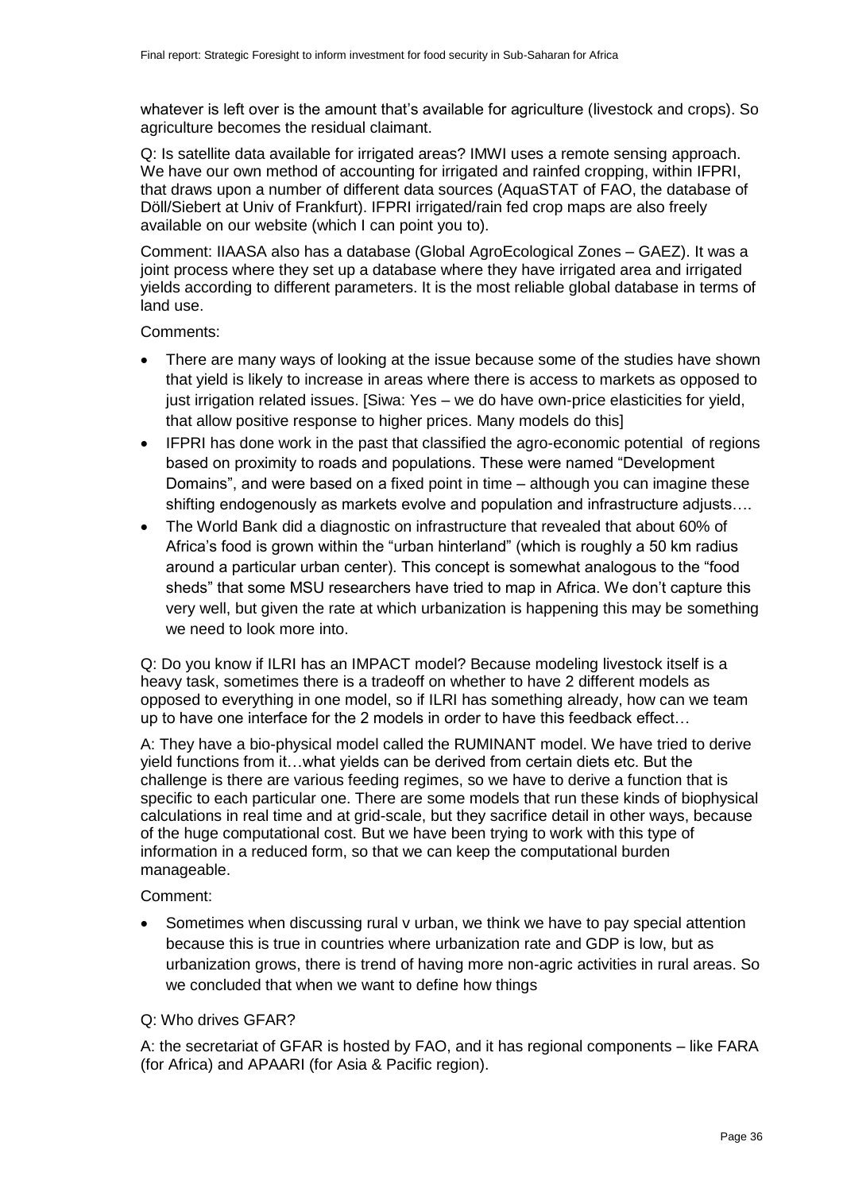whatever is left over is the amount that's available for agriculture (livestock and crops). So agriculture becomes the residual claimant.

Q: Is satellite data available for irrigated areas? IMWI uses a remote sensing approach. We have our own method of accounting for irrigated and rainfed cropping, within IFPRI, that draws upon a number of different data sources (AquaSTAT of FAO, the database of Döll/Siebert at Univ of Frankfurt). IFPRI irrigated/rain fed crop maps are also freely available on our website (which I can point you to).

Comment: IIAASA also has a database (Global AgroEcological Zones – GAEZ). It was a joint process where they set up a database where they have irrigated area and irrigated yields according to different parameters. It is the most reliable global database in terms of land use.

Comments:

- There are many ways of looking at the issue because some of the studies have shown that yield is likely to increase in areas where there is access to markets as opposed to just irrigation related issues. [Siwa: Yes – we do have own-price elasticities for yield, that allow positive response to higher prices. Many models do this]
- IFPRI has done work in the past that classified the agro-economic potential of regions based on proximity to roads and populations. These were named "Development Domains", and were based on a fixed point in time – although you can imagine these shifting endogenously as markets evolve and population and infrastructure adjusts….
- The World Bank did a diagnostic on infrastructure that revealed that about 60% of Africa's food is grown within the "urban hinterland" (which is roughly a 50 km radius around a particular urban center). This concept is somewhat analogous to the "food sheds" that some MSU researchers have tried to map in Africa. We don't capture this very well, but given the rate at which urbanization is happening this may be something we need to look more into.

Q: Do you know if ILRI has an IMPACT model? Because modeling livestock itself is a heavy task, sometimes there is a tradeoff on whether to have 2 different models as opposed to everything in one model, so if ILRI has something already, how can we team up to have one interface for the 2 models in order to have this feedback effect…

A: They have a bio-physical model called the RUMINANT model. We have tried to derive yield functions from it…what yields can be derived from certain diets etc. But the challenge is there are various feeding regimes, so we have to derive a function that is specific to each particular one. There are some models that run these kinds of biophysical calculations in real time and at grid-scale, but they sacrifice detail in other ways, because of the huge computational cost. But we have been trying to work with this type of information in a reduced form, so that we can keep the computational burden manageable.

Comment:

- Sometimes when discussing rural v urban, we think we have to pay special attention because this is true in countries where urbanization rate and GDP is low, but as urbanization grows, there is trend of having more non-agric activities in rural areas. So we concluded that when we want to define how things

Q: Who drives GFAR?

A: the secretariat of GFAR is hosted by FAO, and it has regional components – like FARA (for Africa) and APAARI (for Asia & Pacific region).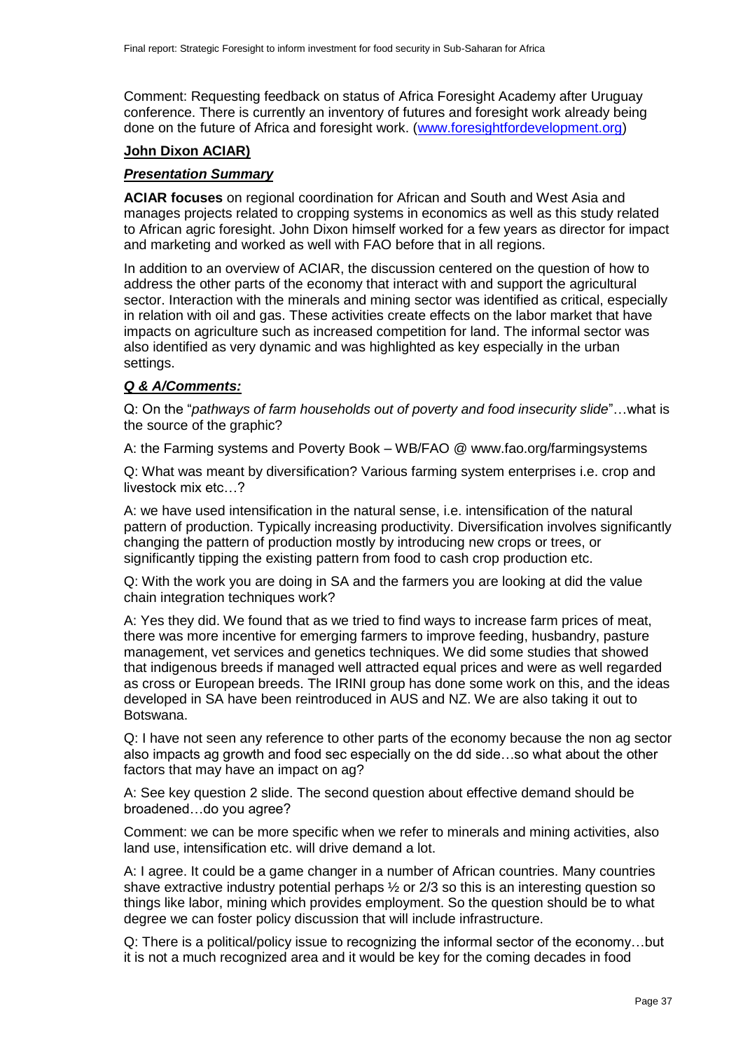Comment: Requesting feedback on status of Africa Foresight Academy after Uruguay conference. There is currently an inventory of futures and foresight work already being done on the future of Africa and foresight work. (www.foresightfordevelopment.org)

**John Dixon ACIAR)**

***Presentation Summary***

**ACIAR focuses** on regional coordination for African and South and West Asia and manages projects related to cropping systems in economics as well as this study related to African agric foresight. John Dixon himself worked for a few years as director for impact and marketing and worked as well with FAO before that in all regions.

In addition to an overview of ACIAR, the discussion centered on the question of how to address the other parts of the economy that interact with and support the agricultural sector. Interaction with the minerals and mining sector was identified as critical, especially in relation with oil and gas. These activities create effects on the labor market that have impacts on agriculture such as increased competition for land. The informal sector was also identified as very dynamic and was highlighted as key especially in the urban settings.

***Q & A/Comments:***

Q: On the "*pathways of farm households out of poverty and food insecurity slide*"…what is the source of the graphic?

A: the Farming systems and Poverty Book – WB/FAO @ www.fao.org/farmingsystems

Q: What was meant by diversification? Various farming system enterprises i.e. crop and livestock mix etc…?

A: we have used intensification in the natural sense, i.e. intensification of the natural pattern of production. Typically increasing productivity. Diversification involves significantly changing the pattern of production mostly by introducing new crops or trees, or significantly tipping the existing pattern from food to cash crop production etc.

Q: With the work you are doing in SA and the farmers you are looking at did the value chain integration techniques work?

A: Yes they did. We found that as we tried to find ways to increase farm prices of meat, there was more incentive for emerging farmers to improve feeding, husbandry, pasture management, vet services and genetics techniques. We did some studies that showed that indigenous breeds if managed well attracted equal prices and were as well regarded as cross or European breeds. The IRINI group has done some work on this, and the ideas developed in SA have been reintroduced in AUS and NZ. We are also taking it out to Botswana.

Q: I have not seen any reference to other parts of the economy because the non ag sector also impacts ag growth and food sec especially on the dd side…so what about the other factors that may have an impact on ag?

A: See key question 2 slide. The second question about effective demand should be broadened…do you agree?

Comment: we can be more specific when we refer to minerals and mining activities, also land use, intensification etc. will drive demand a lot.

A: I agree. It could be a game changer in a number of African countries. Many countries shave extractive industry potential perhaps ½ or 2/3 so this is an interesting question so things like labor, mining which provides employment. So the question should be to what degree we can foster policy discussion that will include infrastructure.

Q: There is a political/policy issue to recognizing the informal sector of the economy…but it is not a much recognized area and it would be key for the coming decades in food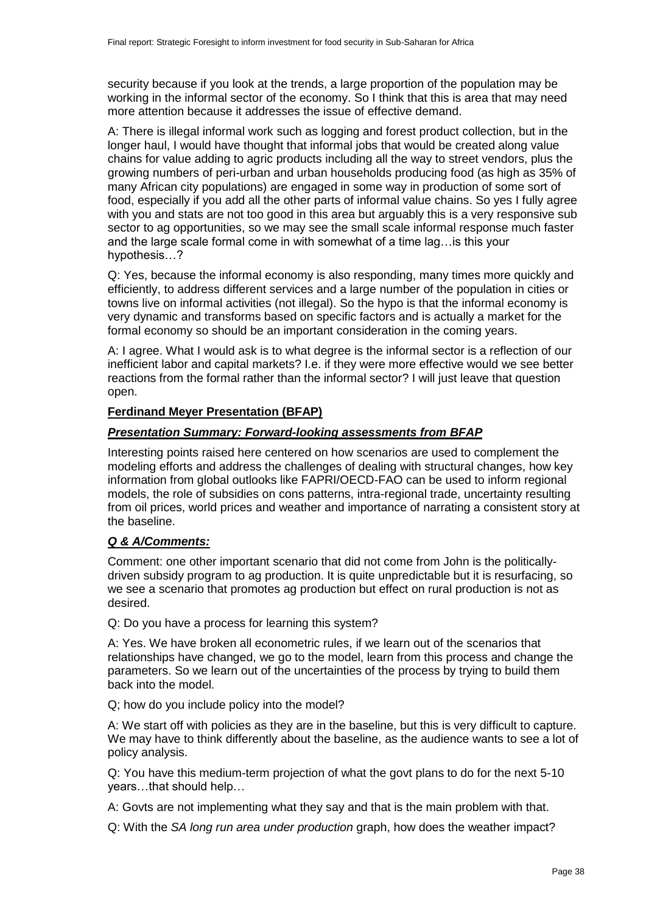security because if you look at the trends, a large proportion of the population may be working in the informal sector of the economy. So I think that this is area that may need more attention because it addresses the issue of effective demand.

A: There is illegal informal work such as logging and forest product collection, but in the longer haul, I would have thought that informal jobs that would be created along value chains for value adding to agric products including all the way to street vendors, plus the growing numbers of peri-urban and urban households producing food (as high as 35% of many African city populations) are engaged in some way in production of some sort of food, especially if you add all the other parts of informal value chains. So yes I fully agree with you and stats are not too good in this area but arguably this is a very responsive sub sector to ag opportunities, so we may see the small scale informal response much faster and the large scale formal come in with somewhat of a time lag…is this your hypothesis…?

Q: Yes, because the informal economy is also responding, many times more quickly and efficiently, to address different services and a large number of the population in cities or towns live on informal activities (not illegal). So the hypo is that the informal economy is very dynamic and transforms based on specific factors and is actually a market for the formal economy so should be an important consideration in the coming years.

A: I agree. What I would ask is to what degree is the informal sector is a reflection of our inefficient labor and capital markets? I.e. if they were more effective would we see better reactions from the formal rather than the informal sector? I will just leave that question open.

**Ferdinand Meyer Presentation (BFAP)**

***Presentation Summary: Forward-looking assessments from BFAP***

Interesting points raised here centered on how scenarios are used to complement the modeling efforts and address the challenges of dealing with structural changes, how key information from global outlooks like FAPRI/OECD-FAO can be used to inform regional models, the role of subsidies on cons patterns, intra-regional trade, uncertainty resulting from oil prices, world prices and weather and importance of narrating a consistent story at the baseline.

***Q & A/Comments:***

Comment: one other important scenario that did not come from John is the politically-driven subsidy program to ag production. It is quite unpredictable but it is resurfacing, so we see a scenario that promotes ag production but effect on rural production is not as desired.

Q: Do you have a process for learning this system?

A: Yes. We have broken all econometric rules, if we learn out of the scenarios that relationships have changed, we go to the model, learn from this process and change the parameters. So we learn out of the uncertainties of the process by trying to build them back into the model.

Q; how do you include policy into the model?

A: We start off with policies as they are in the baseline, but this is very difficult to capture. We may have to think differently about the baseline, as the audience wants to see a lot of policy analysis.

Q: You have this medium-term projection of what the govt plans to do for the next 5-10 years…that should help…

A: Govts are not implementing what they say and that is the main problem with that.

Q: With the *SA long run area under production* graph, how does the weather impact?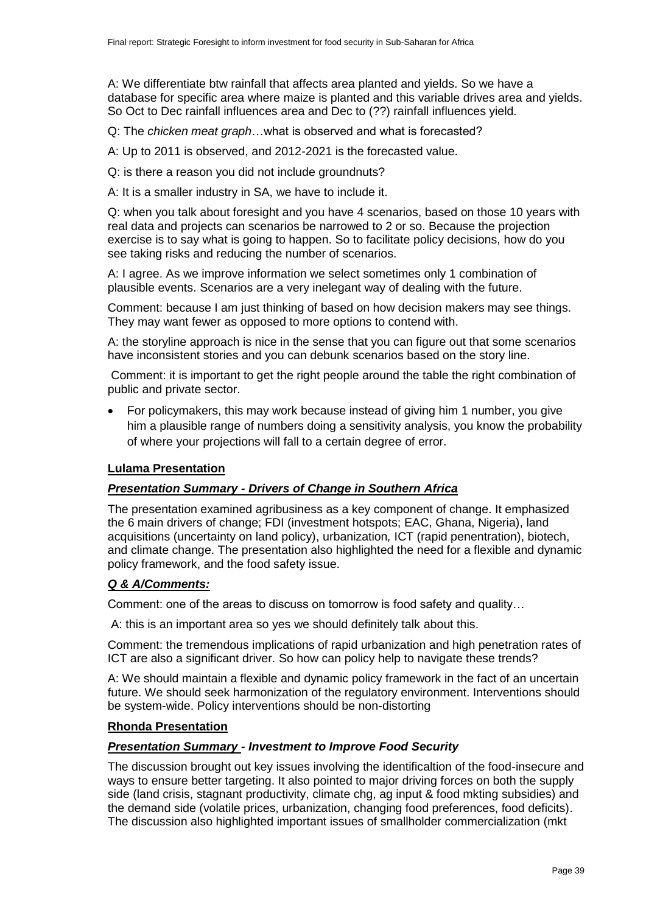A: We differentiate btw rainfall that affects area planted and yields. So we have a database for specific area where maize is planted and this variable drives area and yields. So Oct to Dec rainfall influences area and Dec to (??) rainfall influences yield.

Q: The *chicken meat graph*…what is observed and what is forecasted?

A: Up to 2011 is observed, and 2012-2021 is the forecasted value.

Q: is there a reason you did not include groundnuts?

A: It is a smaller industry in SA, we have to include it.

Q: when you talk about foresight and you have 4 scenarios, based on those 10 years with real data and projects can scenarios be narrowed to 2 or so. Because the projection exercise is to say what is going to happen. So to facilitate policy decisions, how do you see taking risks and reducing the number of scenarios.

A: I agree. As we improve information we select sometimes only 1 combination of plausible events. Scenarios are a very inelegant way of dealing with the future.

Comment: because I am just thinking of based on how decision makers may see things. They may want fewer as opposed to more options to contend with.

A: the storyline approach is nice in the sense that you can figure out that some scenarios have inconsistent stories and you can debunk scenarios based on the story line.

Comment: it is important to get the right people around the table the right combination of public and private sector.

- For policymakers, this may work because instead of giving him 1 number, you give him a plausible range of numbers doing a sensitivity analysis, you know the probability of where your projections will fall to a certain degree of error.

**Lulama Presentation**

***Presentation Summary - Drivers of Change in Southern Africa***

The presentation examined agribusiness as a key component of change. It emphasized the 6 main drivers of change; FDI (investment hotspots; EAC, Ghana, Nigeria), land acquisitions (uncertainty on land policy), urbanization*,* ICT (rapid penentration), biotech, and climate change. The presentation also highlighted the need for a flexible and dynamic policy framework, and the food safety issue.

***Q & A/Comments:***

Comment: one of the areas to discuss on tomorrow is food safety and quality…

A: this is an important area so yes we should definitely talk about this.

Comment: the tremendous implications of rapid urbanization and high penetration rates of ICT are also a significant driver. So how can policy help to navigate these trends?

A: We should maintain a flexible and dynamic policy framework in the fact of an uncertain future. We should seek harmonization of the regulatory environment. Interventions should be system-wide. Policy interventions should be non-distorting

**Rhonda Presentation**

***Presentation Summary - Investment to Improve Food Security***

The discussion brought out key issues involving the identificaltion of the food-insecure and ways to ensure better targeting. It also pointed to major driving forces on both the supply side (land crisis, stagnant productivity, climate chg, ag input & food mkting subsidies) and the demand side (volatile prices, urbanization, changing food preferences, food deficits). The discussion also highlighted important issues of smallholder commercialization (mkt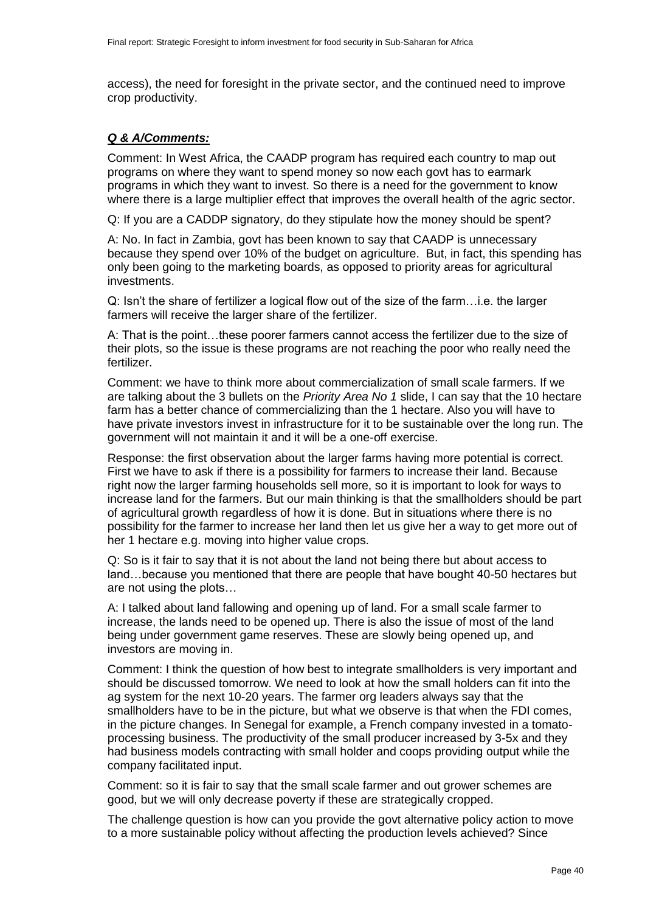access), the need for foresight in the private sector, and the continued need to improve crop productivity.

***Q & A/Comments:***

Comment: In West Africa, the CAADP program has required each country to map out programs on where they want to spend money so now each govt has to earmark programs in which they want to invest. So there is a need for the government to know where there is a large multiplier effect that improves the overall health of the agric sector.

Q: If you are a CADDP signatory, do they stipulate how the money should be spent?

A: No. In fact in Zambia, govt has been known to say that CAADP is unnecessary because they spend over 10% of the budget on agriculture. But, in fact, this spending has only been going to the marketing boards, as opposed to priority areas for agricultural investments.

Q: Isn't the share of fertilizer a logical flow out of the size of the farm…i.e. the larger farmers will receive the larger share of the fertilizer.

A: That is the point…these poorer farmers cannot access the fertilizer due to the size of their plots, so the issue is these programs are not reaching the poor who really need the fertilizer.

Comment: we have to think more about commercialization of small scale farmers. If we are talking about the 3 bullets on the *Priority Area No 1* slide, I can say that the 10 hectare farm has a better chance of commercializing than the 1 hectare. Also you will have to have private investors invest in infrastructure for it to be sustainable over the long run. The government will not maintain it and it will be a one-off exercise.

Response: the first observation about the larger farms having more potential is correct. First we have to ask if there is a possibility for farmers to increase their land. Because right now the larger farming households sell more, so it is important to look for ways to increase land for the farmers. But our main thinking is that the smallholders should be part of agricultural growth regardless of how it is done. But in situations where there is no possibility for the farmer to increase her land then let us give her a way to get more out of her 1 hectare e.g. moving into higher value crops.

Q: So is it fair to say that it is not about the land not being there but about access to land…because you mentioned that there are people that have bought 40-50 hectares but are not using the plots…

A: I talked about land fallowing and opening up of land. For a small scale farmer to increase, the lands need to be opened up. There is also the issue of most of the land being under government game reserves. These are slowly being opened up, and investors are moving in.

Comment: I think the question of how best to integrate smallholders is very important and should be discussed tomorrow. We need to look at how the small holders can fit into the ag system for the next 10-20 years. The farmer org leaders always say that the smallholders have to be in the picture, but what we observe is that when the FDI comes, in the picture changes. In Senegal for example, a French company invested in a tomato-processing business. The productivity of the small producer increased by 3-5x and they had business models contracting with small holder and coops providing output while the company facilitated input.

Comment: so it is fair to say that the small scale farmer and out grower schemes are good, but we will only decrease poverty if these are strategically cropped.

The challenge question is how can you provide the govt alternative policy action to move to a more sustainable policy without affecting the production levels achieved? Since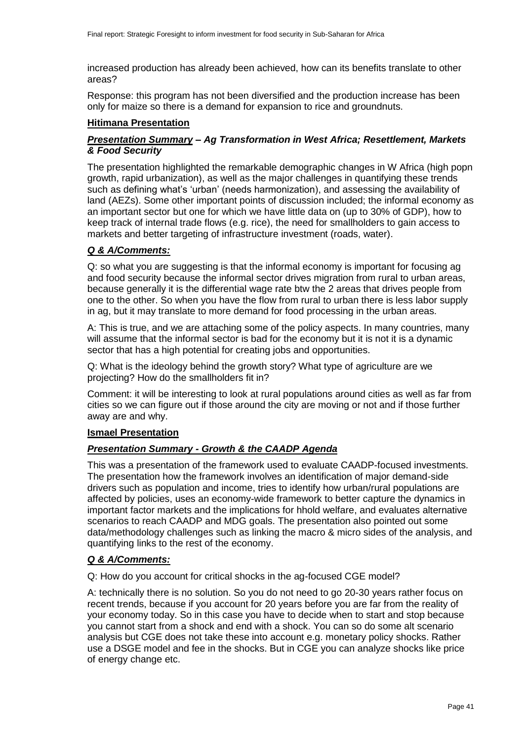increased production has already been achieved, how can its benefits translate to other areas?

Response: this program has not been diversified and the production increase has been only for maize so there is a demand for expansion to rice and groundnuts.

**Hitimana Presentation**

***Presentation Summary* – *Ag Transformation in West Africa; Resettlement, Markets & Food Security***

The presentation highlighted the remarkable demographic changes in W Africa (high popn growth, rapid urbanization), as well as the major challenges in quantifying these trends such as defining what's 'urban' (needs harmonization), and assessing the availability of land (AEZs). Some other important points of discussion included; the informal economy as an important sector but one for which we have little data on (up to 30% of GDP), how to keep track of internal trade flows (e.g. rice), the need for smallholders to gain access to markets and better targeting of infrastructure investment (roads, water).

***Q & A/Comments:***

Q: so what you are suggesting is that the informal economy is important for focusing ag and food security because the informal sector drives migration from rural to urban areas, because generally it is the differential wage rate btw the 2 areas that drives people from one to the other. So when you have the flow from rural to urban there is less labor supply in ag, but it may translate to more demand for food processing in the urban areas.

A: This is true, and we are attaching some of the policy aspects. In many countries, many will assume that the informal sector is bad for the economy but it is not it is a dynamic sector that has a high potential for creating jobs and opportunities.

Q: What is the ideology behind the growth story? What type of agriculture are we projecting? How do the smallholders fit in?

Comment: it will be interesting to look at rural populations around cities as well as far from cities so we can figure out if those around the city are moving or not and if those further away are and why.

**Ismael Presentation**

***Presentation Summary - Growth & the CAADP Agenda***

This was a presentation of the framework used to evaluate CAADP-focused investments. The presentation how the framework involves an identification of major demand-side drivers such as population and income, tries to identify how urban/rural populations are affected by policies, uses an economy-wide framework to better capture the dynamics in important factor markets and the implications for hhold welfare, and evaluates alternative scenarios to reach CAADP and MDG goals. The presentation also pointed out some data/methodology challenges such as linking the macro & micro sides of the analysis, and quantifying links to the rest of the economy.

***Q & A/Comments:***

Q: How do you account for critical shocks in the ag-focused CGE model?

A: technically there is no solution. So you do not need to go 20-30 years rather focus on recent trends, because if you account for 20 years before you are far from the reality of your economy today. So in this case you have to decide when to start and stop because you cannot start from a shock and end with a shock. You can so do some alt scenario analysis but CGE does not take these into account e.g. monetary policy shocks. Rather use a DSGE model and fee in the shocks. But in CGE you can analyze shocks like price of energy change etc.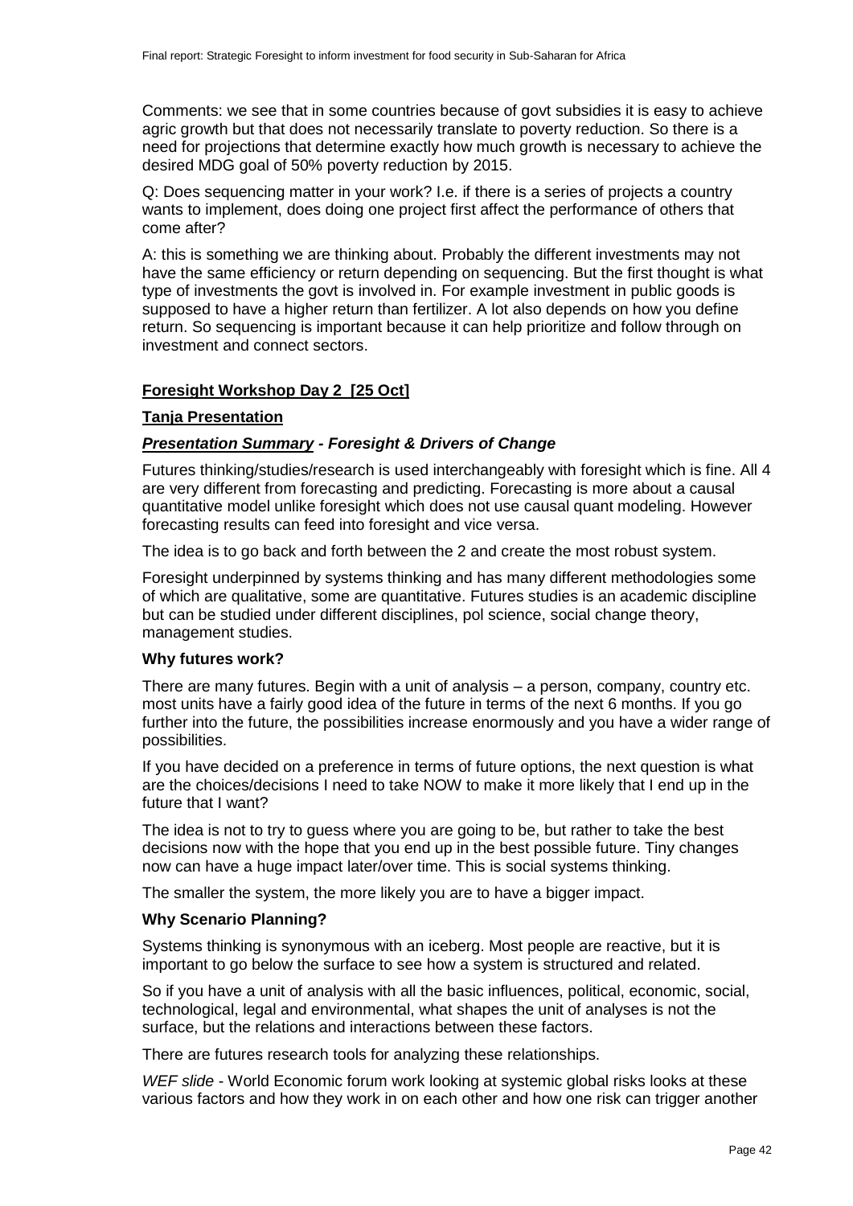Comments: we see that in some countries because of govt subsidies it is easy to achieve agric growth but that does not necessarily translate to poverty reduction. So there is a need for projections that determine exactly how much growth is necessary to achieve the desired MDG goal of 50% poverty reduction by 2015.

Q: Does sequencing matter in your work? I.e. if there is a series of projects a country wants to implement, does doing one project first affect the performance of others that come after?

A: this is something we are thinking about. Probably the different investments may not have the same efficiency or return depending on sequencing. But the first thought is what type of investments the govt is involved in. For example investment in public goods is supposed to have a higher return than fertilizer. A lot also depends on how you define return. So sequencing is important because it can help prioritize and follow through on investment and connect sectors.

## Foresight Workshop Day 2 [25 Oct]

### Tanja Presentation

#### *Presentation Summary - Foresight & Drivers of Change*

Futures thinking/studies/research is used interchangeably with foresight which is fine. All 4 are very different from forecasting and predicting. Forecasting is more about a causal quantitative model unlike foresight which does not use causal quant modeling. However forecasting results can feed into foresight and vice versa.

The idea is to go back and forth between the 2 and create the most robust system.

Foresight underpinned by systems thinking and has many different methodologies some of which are qualitative, some are quantitative. Futures studies is an academic discipline but can be studied under different disciplines, pol science, social change theory, management studies.

**Why futures work?**

There are many futures. Begin with a unit of analysis – a person, company, country etc. most units have a fairly good idea of the future in terms of the next 6 months. If you go further into the future, the possibilities increase enormously and you have a wider range of possibilities.

If you have decided on a preference in terms of future options, the next question is what are the choices/decisions I need to take NOW to make it more likely that I end up in the future that I want?

The idea is not to try to guess where you are going to be, but rather to take the best decisions now with the hope that you end up in the best possible future. Tiny changes now can have a huge impact later/over time. This is social systems thinking.

The smaller the system, the more likely you are to have a bigger impact.

**Why Scenario Planning?**

Systems thinking is synonymous with an iceberg. Most people are reactive, but it is important to go below the surface to see how a system is structured and related.

So if you have a unit of analysis with all the basic influences, political, economic, social, technological, legal and environmental, what shapes the unit of analyses is not the surface, but the relations and interactions between these factors.

There are futures research tools for analyzing these relationships.

*WEF slide* - World Economic forum work looking at systemic global risks looks at these various factors and how they work in on each other and how one risk can trigger another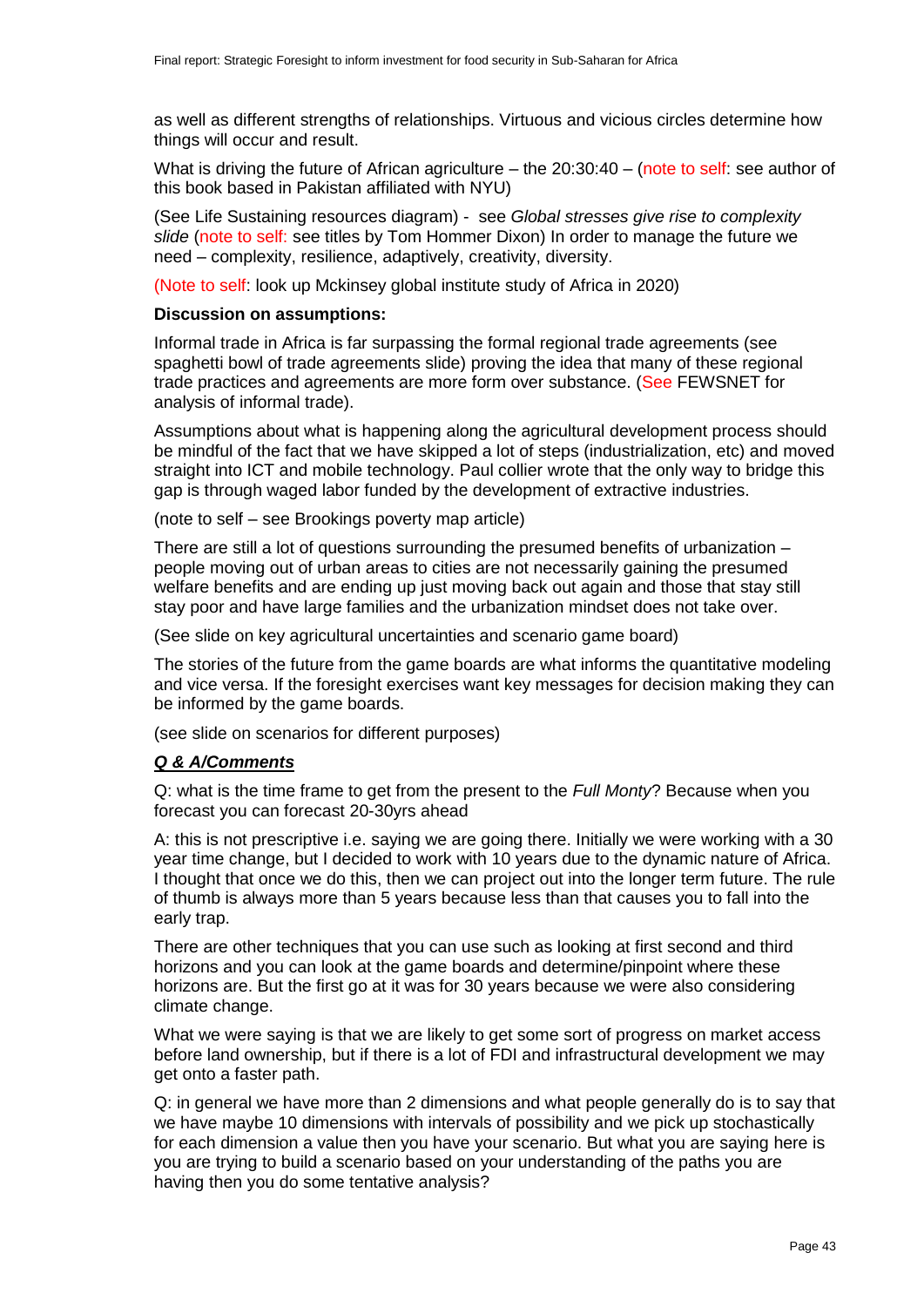as well as different strengths of relationships. Virtuous and vicious circles determine how things will occur and result.

What is driving the future of African agriculture – the 20:30:40 – (note to self: see author of this book based in Pakistan affiliated with NYU)

(See Life Sustaining resources diagram) - see *Global stresses give rise to complexity slide* (note to self: see titles by Tom Hommer Dixon) In order to manage the future we need – complexity, resilience, adaptively, creativity, diversity.

(Note to self: look up Mckinsey global institute study of Africa in 2020)

**Discussion on assumptions:**

Informal trade in Africa is far surpassing the formal regional trade agreements (see spaghetti bowl of trade agreements slide) proving the idea that many of these regional trade practices and agreements are more form over substance. (See FEWSNET for analysis of informal trade).

Assumptions about what is happening along the agricultural development process should be mindful of the fact that we have skipped a lot of steps (industrialization, etc) and moved straight into ICT and mobile technology. Paul collier wrote that the only way to bridge this gap is through waged labor funded by the development of extractive industries.

(note to self – see Brookings poverty map article)

There are still a lot of questions surrounding the presumed benefits of urbanization – people moving out of urban areas to cities are not necessarily gaining the presumed welfare benefits and are ending up just moving back out again and those that stay still stay poor and have large families and the urbanization mindset does not take over.

(See slide on key agricultural uncertainties and scenario game board)

The stories of the future from the game boards are what informs the quantitative modeling and vice versa. If the foresight exercises want key messages for decision making they can be informed by the game boards.

(see slide on scenarios for different purposes)

***Q & A/Comments***

Q: what is the time frame to get from the present to the *Full Monty*? Because when you forecast you can forecast 20-30yrs ahead

A: this is not prescriptive i.e. saying we are going there. Initially we were working with a 30 year time change, but I decided to work with 10 years due to the dynamic nature of Africa. I thought that once we do this, then we can project out into the longer term future. The rule of thumb is always more than 5 years because less than that causes you to fall into the early trap.

There are other techniques that you can use such as looking at first second and third horizons and you can look at the game boards and determine/pinpoint where these horizons are. But the first go at it was for 30 years because we were also considering climate change.

What we were saying is that we are likely to get some sort of progress on market access before land ownership, but if there is a lot of FDI and infrastructural development we may get onto a faster path.

Q: in general we have more than 2 dimensions and what people generally do is to say that we have maybe 10 dimensions with intervals of possibility and we pick up stochastically for each dimension a value then you have your scenario. But what you are saying here is you are trying to build a scenario based on your understanding of the paths you are having then you do some tentative analysis?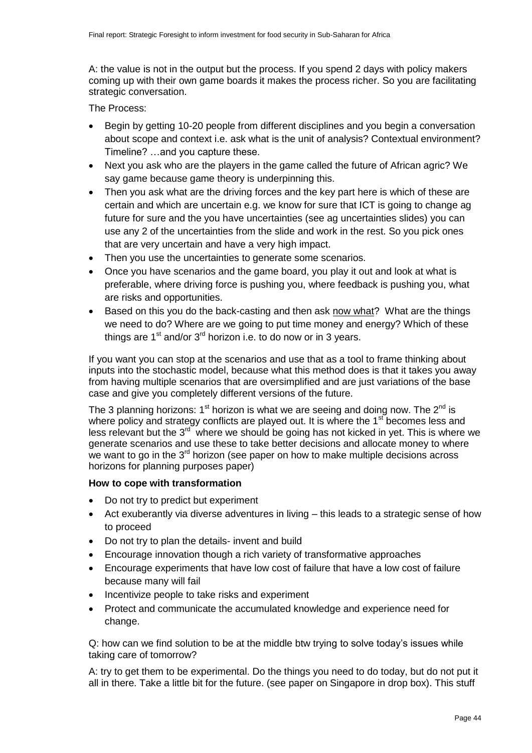A: the value is not in the output but the process. If you spend 2 days with policy makers coming up with their own game boards it makes the process richer. So you are facilitating strategic conversation.

The Process:

- Begin by getting 10-20 people from different disciplines and you begin a conversation about scope and context i.e. ask what is the unit of analysis? Contextual environment? Timeline? …and you capture these.
- Next you ask who are the players in the game called the future of African agric? We say game because game theory is underpinning this.
- Then you ask what are the driving forces and the key part here is which of these are certain and which are uncertain e.g. we know for sure that ICT is going to change ag future for sure and the you have uncertainties (see ag uncertainties slides) you can use any 2 of the uncertainties from the slide and work in the rest. So you pick ones that are very uncertain and have a very high impact.
- Then you use the uncertainties to generate some scenarios.
- Once you have scenarios and the game board, you play it out and look at what is preferable, where driving force is pushing you, where feedback is pushing you, what are risks and opportunities.
- Based on this you do the back-casting and then ask <u>now what</u>? What are the things we need to do? Where are we going to put time money and energy? Which of these things are 1st and/or 3rd horizon i.e. to do now or in 3 years.

If you want you can stop at the scenarios and use that as a tool to frame thinking about inputs into the stochastic model, because what this method does is that it takes you away from having multiple scenarios that are oversimplified and are just variations of the base case and give you completely different versions of the future.

The 3 planning horizons: 1st horizon is what we are seeing and doing now. The 2nd is where policy and strategy conflicts are played out. It is where the 1st becomes less and less relevant but the 3rd where we should be going has not kicked in yet. This is where we generate scenarios and use these to take better decisions and allocate money to where we want to go in the 3rd horizon (see paper on how to make multiple decisions across horizons for planning purposes paper)

**How to cope with transformation**

- Do not try to predict but experiment
- Act exuberantly via diverse adventures in living – this leads to a strategic sense of how to proceed
- Do not try to plan the details- invent and build
- Encourage innovation though a rich variety of transformative approaches
- Encourage experiments that have low cost of failure that have a low cost of failure because many will fail
- Incentivize people to take risks and experiment
- Protect and communicate the accumulated knowledge and experience need for change.

Q: how can we find solution to be at the middle btw trying to solve today's issues while taking care of tomorrow?

A: try to get them to be experimental. Do the things you need to do today, but do not put it all in there. Take a little bit for the future. (see paper on Singapore in drop box). This stuff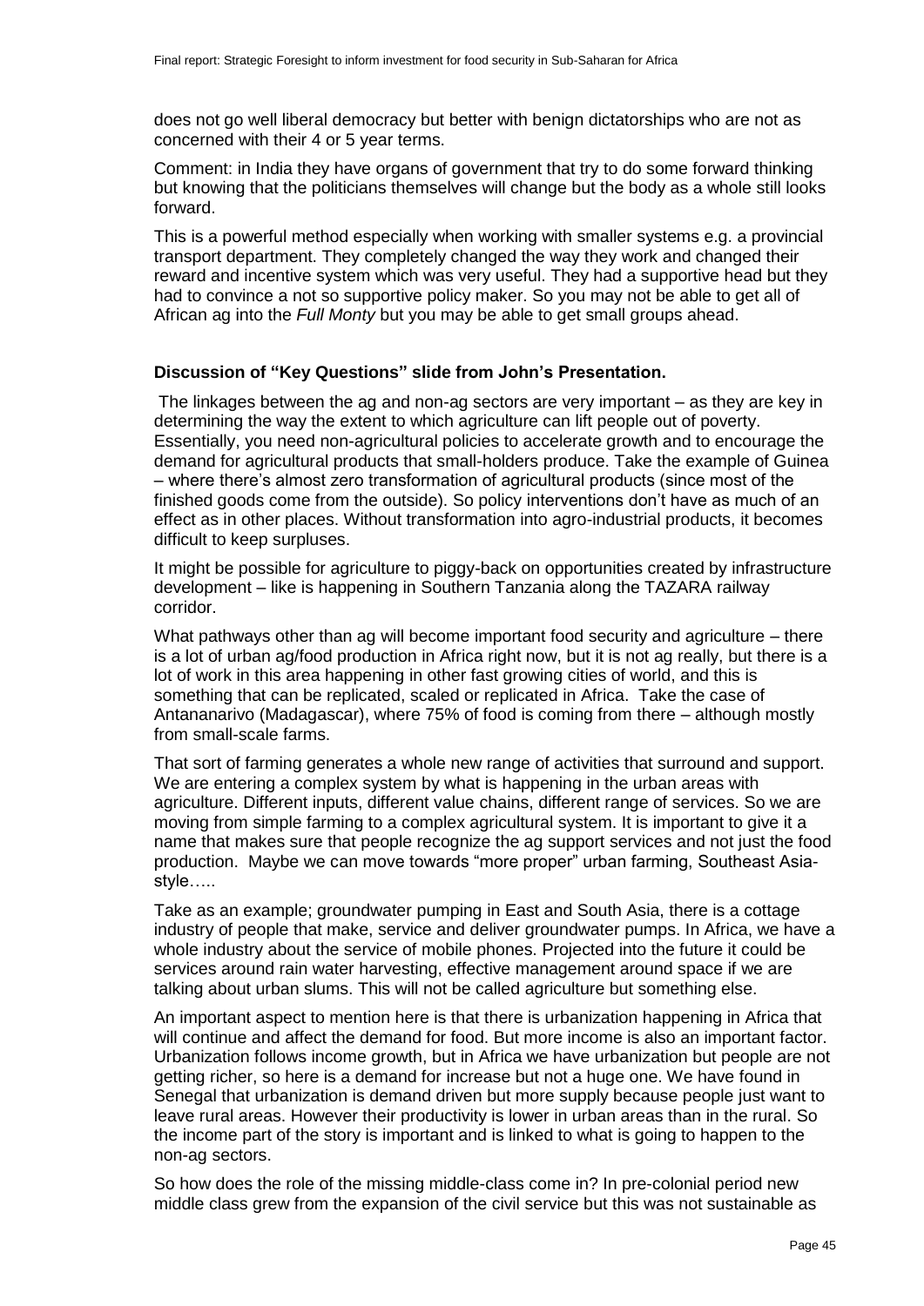does not go well liberal democracy but better with benign dictatorships who are not as concerned with their 4 or 5 year terms.

Comment: in India they have organs of government that try to do some forward thinking but knowing that the politicians themselves will change but the body as a whole still looks forward.

This is a powerful method especially when working with smaller systems e.g. a provincial transport department. They completely changed the way they work and changed their reward and incentive system which was very useful. They had a supportive head but they had to convince a not so supportive policy maker. So you may not be able to get all of African ag into the *Full Monty* but you may be able to get small groups ahead.

### Discussion of "Key Questions" slide from John's Presentation.

The linkages between the ag and non-ag sectors are very important – as they are key in determining the way the extent to which agriculture can lift people out of poverty. Essentially, you need non-agricultural policies to accelerate growth and to encourage the demand for agricultural products that small-holders produce. Take the example of Guinea – where there's almost zero transformation of agricultural products (since most of the finished goods come from the outside). So policy interventions don't have as much of an effect as in other places. Without transformation into agro-industrial products, it becomes difficult to keep surpluses.

It might be possible for agriculture to piggy-back on opportunities created by infrastructure development – like is happening in Southern Tanzania along the TAZARA railway corridor.

What pathways other than ag will become important food security and agriculture – there is a lot of urban ag/food production in Africa right now, but it is not ag really, but there is a lot of work in this area happening in other fast growing cities of world, and this is something that can be replicated, scaled or replicated in Africa. Take the case of Antananarivo (Madagascar), where 75% of food is coming from there – although mostly from small-scale farms.

That sort of farming generates a whole new range of activities that surround and support. We are entering a complex system by what is happening in the urban areas with agriculture. Different inputs, different value chains, different range of services. So we are moving from simple farming to a complex agricultural system. It is important to give it a name that makes sure that people recognize the ag support services and not just the food production. Maybe we can move towards "more proper" urban farming, Southeast Asia-style…..

Take as an example; groundwater pumping in East and South Asia, there is a cottage industry of people that make, service and deliver groundwater pumps. In Africa, we have a whole industry about the service of mobile phones. Projected into the future it could be services around rain water harvesting, effective management around space if we are talking about urban slums. This will not be called agriculture but something else.

An important aspect to mention here is that there is urbanization happening in Africa that will continue and affect the demand for food. But more income is also an important factor. Urbanization follows income growth, but in Africa we have urbanization but people are not getting richer, so here is a demand for increase but not a huge one. We have found in Senegal that urbanization is demand driven but more supply because people just want to leave rural areas. However their productivity is lower in urban areas than in the rural. So the income part of the story is important and is linked to what is going to happen to the non-ag sectors.

So how does the role of the missing middle-class come in? In pre-colonial period new middle class grew from the expansion of the civil service but this was not sustainable as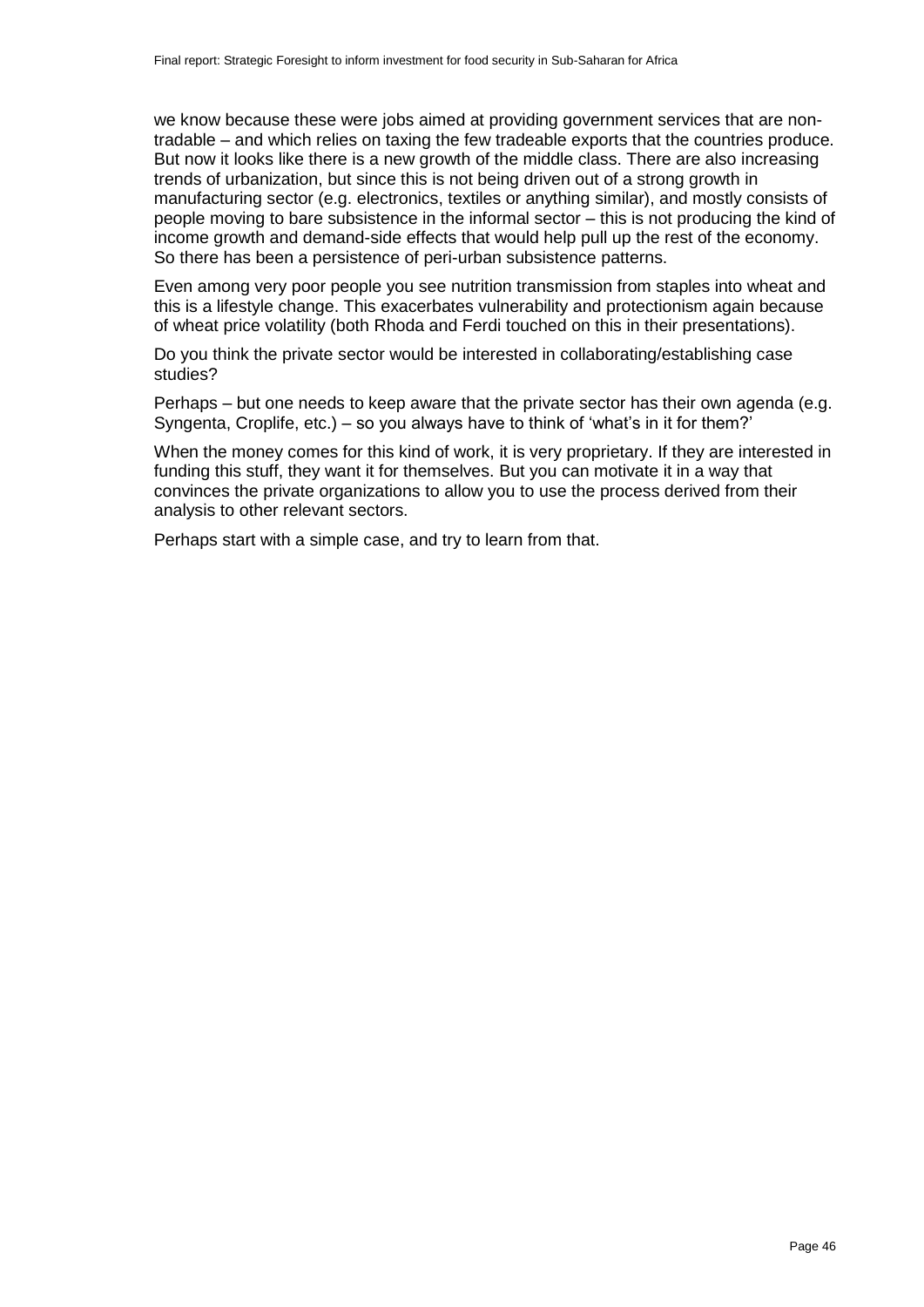we know because these were jobs aimed at providing government services that are non-tradable – and which relies on taxing the few tradeable exports that the countries produce. But now it looks like there is a new growth of the middle class. There are also increasing trends of urbanization, but since this is not being driven out of a strong growth in manufacturing sector (e.g. electronics, textiles or anything similar), and mostly consists of people moving to bare subsistence in the informal sector – this is not producing the kind of income growth and demand-side effects that would help pull up the rest of the economy. So there has been a persistence of peri-urban subsistence patterns.

Even among very poor people you see nutrition transmission from staples into wheat and this is a lifestyle change. This exacerbates vulnerability and protectionism again because of wheat price volatility (both Rhoda and Ferdi touched on this in their presentations).

Do you think the private sector would be interested in collaborating/establishing case studies?

Perhaps – but one needs to keep aware that the private sector has their own agenda (e.g. Syngenta, Croplife, etc.) – so you always have to think of 'what's in it for them?'

When the money comes for this kind of work, it is very proprietary. If they are interested in funding this stuff, they want it for themselves. But you can motivate it in a way that convinces the private organizations to allow you to use the process derived from their analysis to other relevant sectors.

Perhaps start with a simple case, and try to learn from that.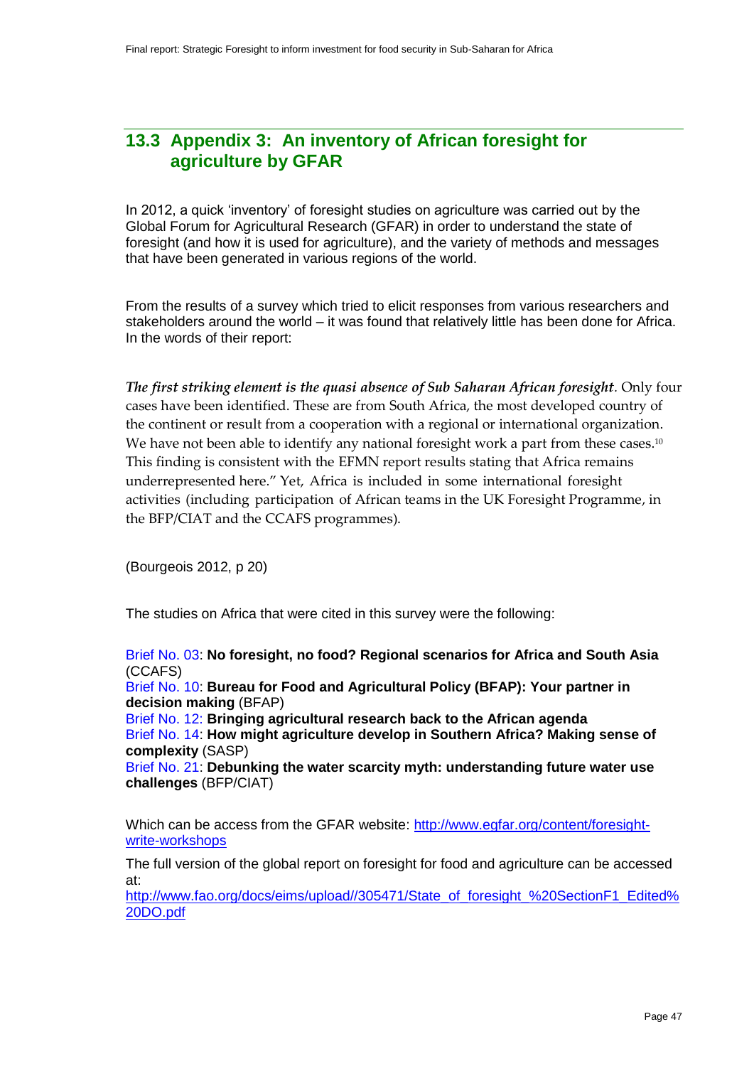## 13.3 Appendix 3: An inventory of African foresight for agriculture by GFAR

In 2012, a quick 'inventory' of foresight studies on agriculture was carried out by the Global Forum for Agricultural Research (GFAR) in order to understand the state of foresight (and how it is used for agriculture), and the variety of methods and messages that have been generated in various regions of the world.

From the results of a survey which tried to elicit responses from various researchers and stakeholders around the world – it was found that relatively little has been done for Africa. In the words of their report:

> ***The first striking element is the quasi absence of Sub Saharan African foresight***. Only four cases have been identified. These are from South Africa, the most developed country of the continent or result from a cooperation with a regional or international organization. We have not been able to identify any national foresight work a part from these cases.[10] This finding is consistent with the EFMN report results stating that Africa remains underrepresented here." Yet, Africa is included in some international foresight activities (including participation of African teams in the UK Foresight Programme, in the BFP/CIAT and the CCAFS programmes).

(Bourgeois 2012, p 20)

The studies on Africa that were cited in this survey were the following:

Brief No. 03: **No foresight, no food? Regional scenarios for Africa and South Asia** (CCAFS)
Brief No. 10: **Bureau for Food and Agricultural Policy (BFAP): Your partner in decision making** (BFAP)
Brief No. 12: **Bringing agricultural research back to the African agenda**
Brief No. 14: **How might agriculture develop in Southern Africa? Making sense of complexity** (SASP)
Brief No. 21: **Debunking the water scarcity myth: understanding future water use challenges** (BFP/CIAT)

Which can be access from the GFAR website: http://www.egfar.org/content/foresight-write-workshops

The full version of the global report on foresight for food and agriculture can be accessed at:
http://www.fao.org/docs/eims/upload//305471/State_of_foresight_%20SectionF1_Edited%20DO.pdf